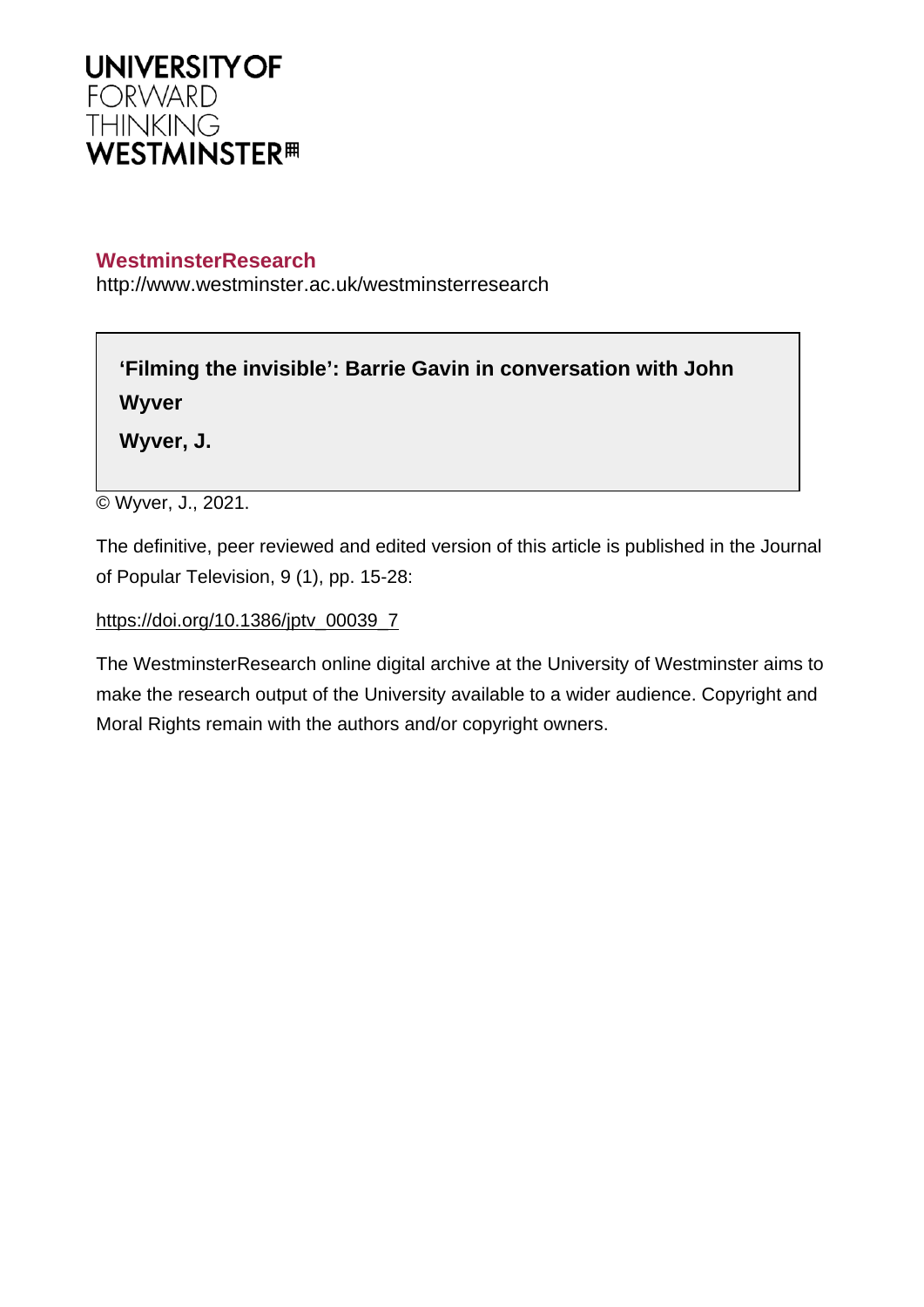**UNIVERSITY OF**
FORWARD
THINKING
**WESTMINSTER**

**WestminsterResearch**
http://www.westminster.ac.uk/westminsterresearch

**'Filming the invisible': Barrie Gavin in conversation with John Wyver**

**Wyver, J.**

© Wyver, J., 2021.

The definitive, peer reviewed and edited version of this article is published in the Journal of Popular Television, 9 (1), pp. 15-28:

https://doi.org/10.1386/jptv_00039_7

The WestminsterResearch online digital archive at the University of Westminster aims to make the research output of the University available to a wider audience. Copyright and Moral Rights remain with the authors and/or copyright owners.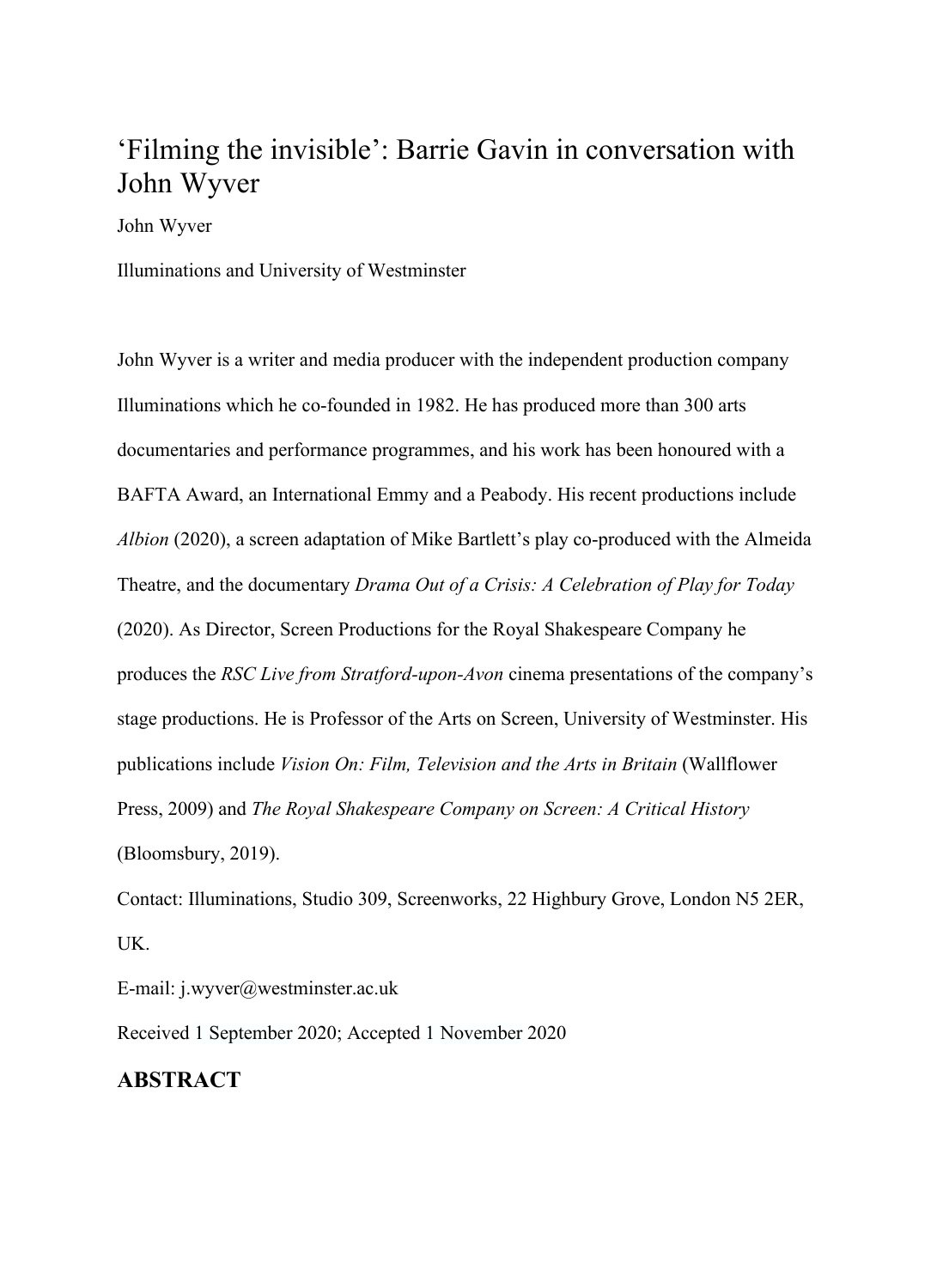# 'Filming the invisible': Barrie Gavin in conversation with John Wyver

John Wyver

Illuminations and University of Westminster

John Wyver is a writer and media producer with the independent production company Illuminations which he co-founded in 1982. He has produced more than 300 arts documentaries and performance programmes, and his work has been honoured with a BAFTA Award, an International Emmy and a Peabody. His recent productions include *Albion* (2020), a screen adaptation of Mike Bartlett's play co-produced with the Almeida Theatre, and the documentary *Drama Out of a Crisis: A Celebration of Play for Today* (2020). As Director, Screen Productions for the Royal Shakespeare Company he produces the *RSC Live from Stratford-upon-Avon* cinema presentations of the company's stage productions. He is Professor of the Arts on Screen, University of Westminster. His publications include *Vision On: Film, Television and the Arts in Britain* (Wallflower Press, 2009) and *The Royal Shakespeare Company on Screen: A Critical History* (Bloomsbury, 2019).

Contact: Illuminations, Studio 309, Screenworks, 22 Highbury Grove, London N5 2ER, UK.

E-mail: j.wyver@westminster.ac.uk

Received 1 September 2020; Accepted 1 November 2020

## ABSTRACT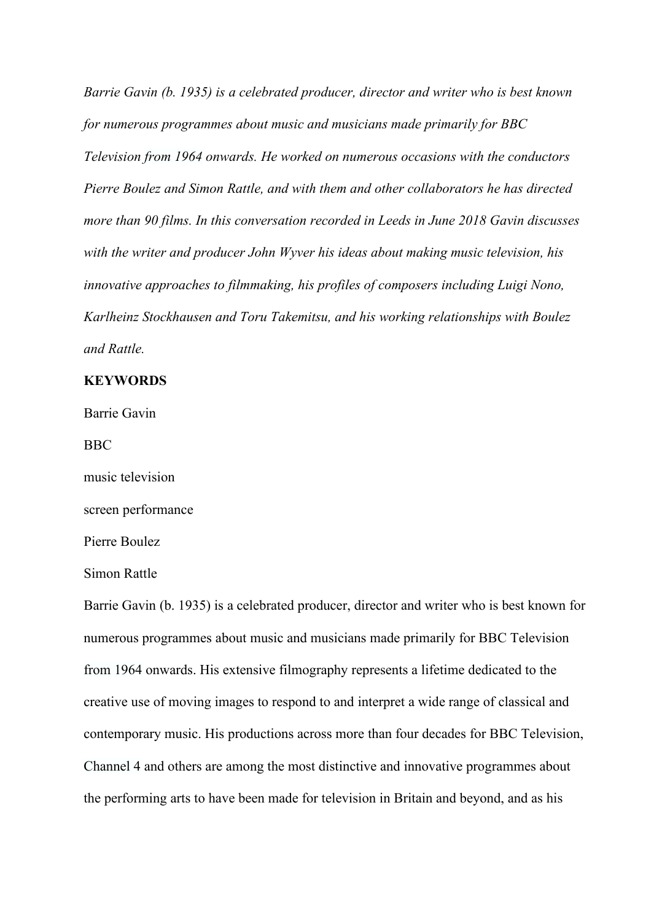*Barrie Gavin (b. 1935) is a celebrated producer, director and writer who is best known for numerous programmes about music and musicians made primarily for BBC Television from 1964 onwards. He worked on numerous occasions with the conductors Pierre Boulez and Simon Rattle, and with them and other collaborators he has directed more than 90 films. In this conversation recorded in Leeds in June 2018 Gavin discusses with the writer and producer John Wyver his ideas about making music television, his innovative approaches to filmmaking, his profiles of composers including Luigi Nono, Karlheinz Stockhausen and Toru Takemitsu, and his working relationships with Boulez and Rattle.*

**KEYWORDS**

Barrie Gavin

BBC

music television

screen performance

Pierre Boulez

Simon Rattle

Barrie Gavin (b. 1935) is a celebrated producer, director and writer who is best known for numerous programmes about music and musicians made primarily for BBC Television from 1964 onwards. His extensive filmography represents a lifetime dedicated to the creative use of moving images to respond to and interpret a wide range of classical and contemporary music. His productions across more than four decades for BBC Television, Channel 4 and others are among the most distinctive and innovative programmes about the performing arts to have been made for television in Britain and beyond, and as his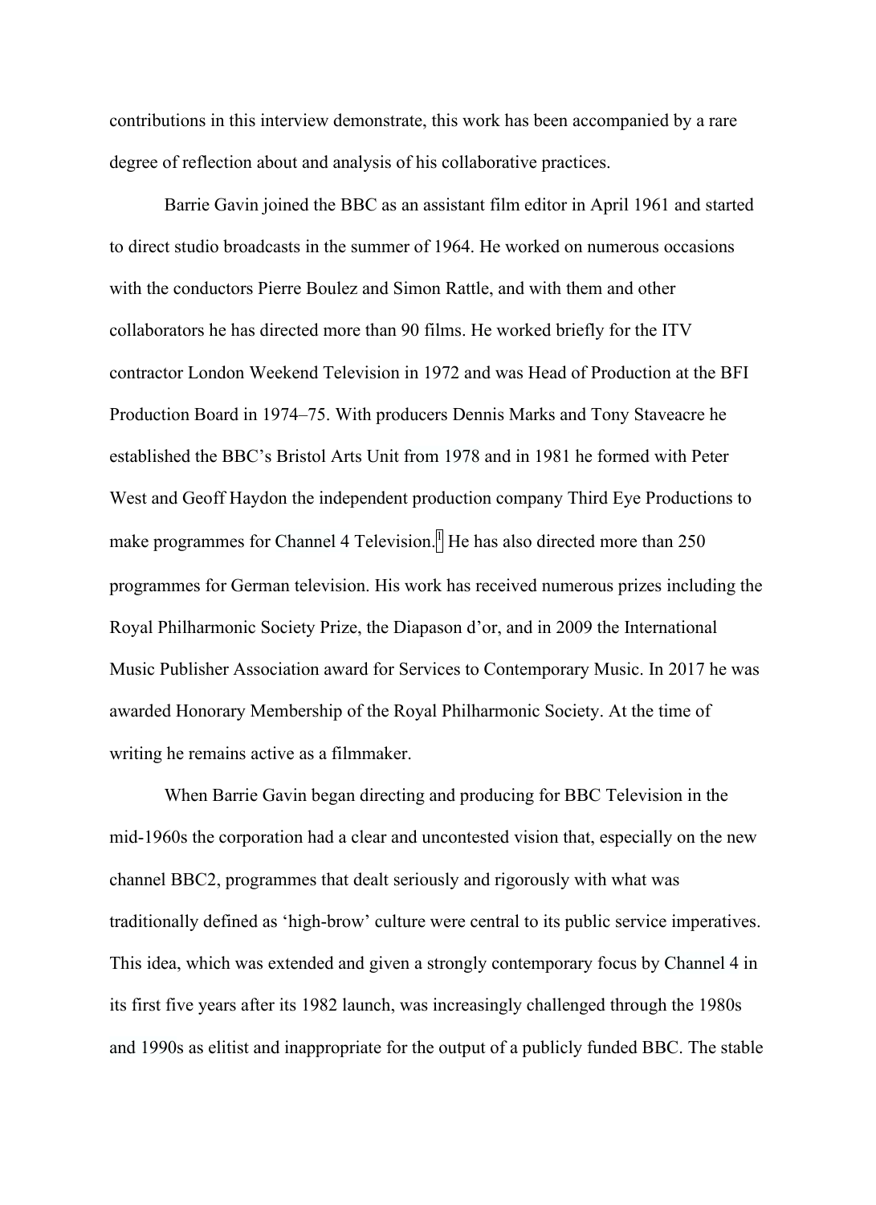contributions in this interview demonstrate, this work has been accompanied by a rare degree of reflection about and analysis of his collaborative practices.

Barrie Gavin joined the BBC as an assistant film editor in April 1961 and started to direct studio broadcasts in the summer of 1964. He worked on numerous occasions with the conductors Pierre Boulez and Simon Rattle, and with them and other collaborators he has directed more than 90 films. He worked briefly for the ITV contractor London Weekend Television in 1972 and was Head of Production at the BFI Production Board in 1974–75. With producers Dennis Marks and Tony Staveacre he established the BBC's Bristol Arts Unit from 1978 and in 1981 he formed with Peter West and Geoff Haydon the independent production company Third Eye Productions to make programmes for Channel 4 Television.[1] He has also directed more than 250 programmes for German television. His work has received numerous prizes including the Royal Philharmonic Society Prize, the Diapason d'or, and in 2009 the International Music Publisher Association award for Services to Contemporary Music. In 2017 he was awarded Honorary Membership of the Royal Philharmonic Society. At the time of writing he remains active as a filmmaker.

When Barrie Gavin began directing and producing for BBC Television in the mid-1960s the corporation had a clear and uncontested vision that, especially on the new channel BBC2, programmes that dealt seriously and rigorously with what was traditionally defined as 'high-brow' culture were central to its public service imperatives. This idea, which was extended and given a strongly contemporary focus by Channel 4 in its first five years after its 1982 launch, was increasingly challenged through the 1980s and 1990s as elitist and inappropriate for the output of a publicly funded BBC. The stable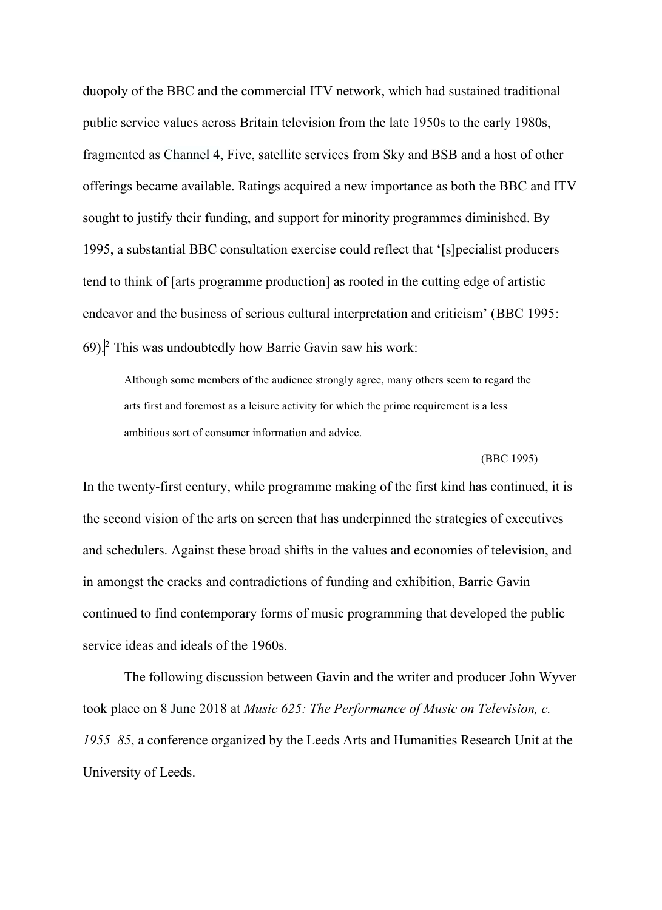duopoly of the BBC and the commercial ITV network, which had sustained traditional public service values across Britain television from the late 1950s to the early 1980s, fragmented as Channel 4, Five, satellite services from Sky and BSB and a host of other offerings became available. Ratings acquired a new importance as both the BBC and ITV sought to justify their funding, and support for minority programmes diminished. By 1995, a substantial BBC consultation exercise could reflect that '[s]pecialist producers tend to think of [arts programme production] as rooted in the cutting edge of artistic endeavor and the business of serious cultural interpretation and criticism' (BBC 1995: 69).[2] This was undoubtedly how Barrie Gavin saw his work:

> Although some members of the audience strongly agree, many others seem to regard the arts first and foremost as a leisure activity for which the prime requirement is a less ambitious sort of consumer information and advice.
>
> (BBC 1995)

In the twenty-first century, while programme making of the first kind has continued, it is the second vision of the arts on screen that has underpinned the strategies of executives and schedulers. Against these broad shifts in the values and economies of television, and in amongst the cracks and contradictions of funding and exhibition, Barrie Gavin continued to find contemporary forms of music programming that developed the public service ideas and ideals of the 1960s.

The following discussion between Gavin and the writer and producer John Wyver took place on 8 June 2018 at *Music 625: The Performance of Music on Television, c. 1955–85*, a conference organized by the Leeds Arts and Humanities Research Unit at the University of Leeds.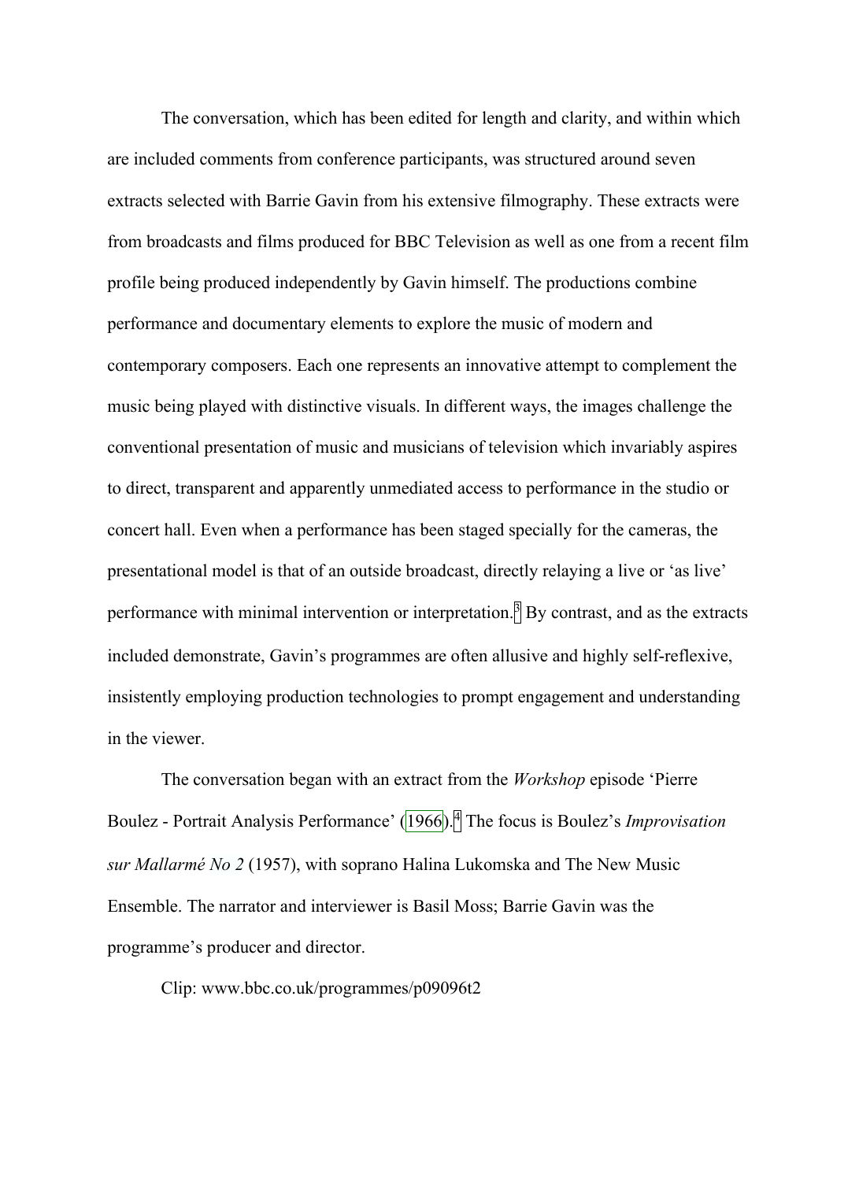The conversation, which has been edited for length and clarity, and within which are included comments from conference participants, was structured around seven extracts selected with Barrie Gavin from his extensive filmography. These extracts were from broadcasts and films produced for BBC Television as well as one from a recent film profile being produced independently by Gavin himself. The productions combine performance and documentary elements to explore the music of modern and contemporary composers. Each one represents an innovative attempt to complement the music being played with distinctive visuals. In different ways, the images challenge the conventional presentation of music and musicians of television which invariably aspires to direct, transparent and apparently unmediated access to performance in the studio or concert hall. Even when a performance has been staged specially for the cameras, the presentational model is that of an outside broadcast, directly relaying a live or 'as live' performance with minimal intervention or interpretation.[3] By contrast, and as the extracts included demonstrate, Gavin's programmes are often allusive and highly self-reflexive, insistently employing production technologies to prompt engagement and understanding in the viewer.

The conversation began with an extract from the *Workshop* episode 'Pierre Boulez - Portrait Analysis Performance' (1966).[4] The focus is Boulez's *Improvisation sur Mallarmé No 2* (1957), with soprano Halina Lukomska and The New Music Ensemble. The narrator and interviewer is Basil Moss; Barrie Gavin was the programme's producer and director.

Clip: www.bbc.co.uk/programmes/p09096t2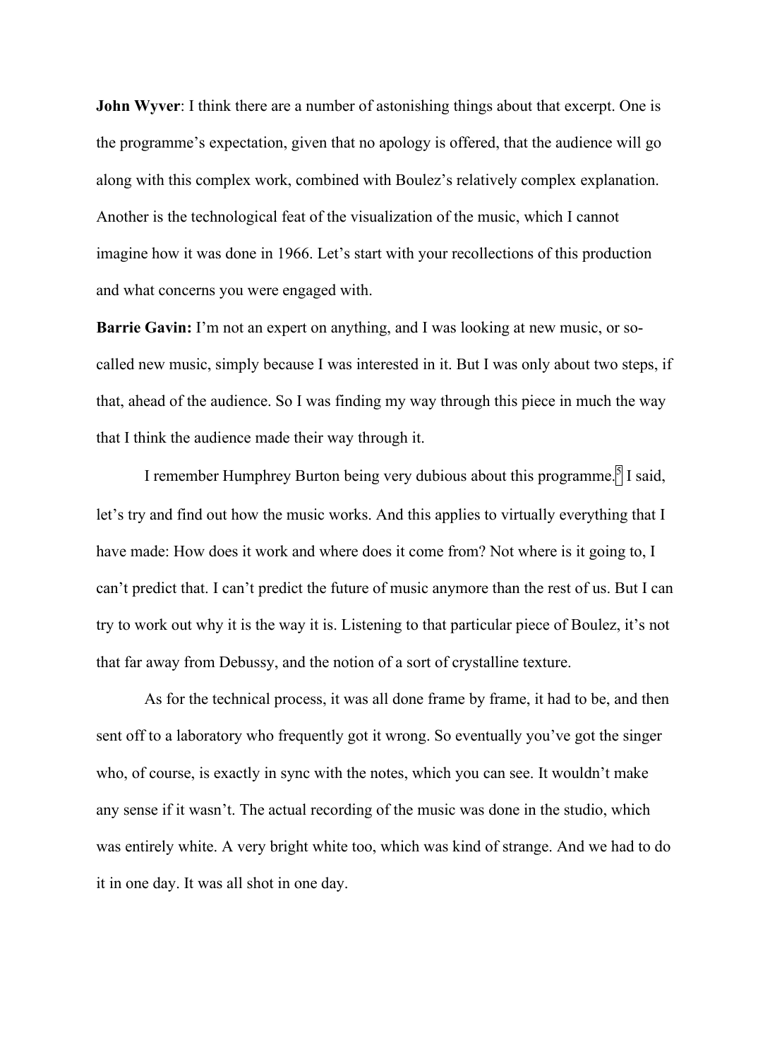**John Wyver**: I think there are a number of astonishing things about that excerpt. One is the programme's expectation, given that no apology is offered, that the audience will go along with this complex work, combined with Boulez's relatively complex explanation. Another is the technological feat of the visualization of the music, which I cannot imagine how it was done in 1966. Let's start with your recollections of this production and what concerns you were engaged with.

**Barrie Gavin:** I'm not an expert on anything, and I was looking at new music, or so-called new music, simply because I was interested in it. But I was only about two steps, if that, ahead of the audience. So I was finding my way through this piece in much the way that I think the audience made their way through it.

I remember Humphrey Burton being very dubious about this programme.[5] I said, let's try and find out how the music works. And this applies to virtually everything that I have made: How does it work and where does it come from? Not where is it going to, I can't predict that. I can't predict the future of music anymore than the rest of us. But I can try to work out why it is the way it is. Listening to that particular piece of Boulez, it's not that far away from Debussy, and the notion of a sort of crystalline texture.

As for the technical process, it was all done frame by frame, it had to be, and then sent off to a laboratory who frequently got it wrong. So eventually you've got the singer who, of course, is exactly in sync with the notes, which you can see. It wouldn't make any sense if it wasn't. The actual recording of the music was done in the studio, which was entirely white. A very bright white too, which was kind of strange. And we had to do it in one day. It was all shot in one day.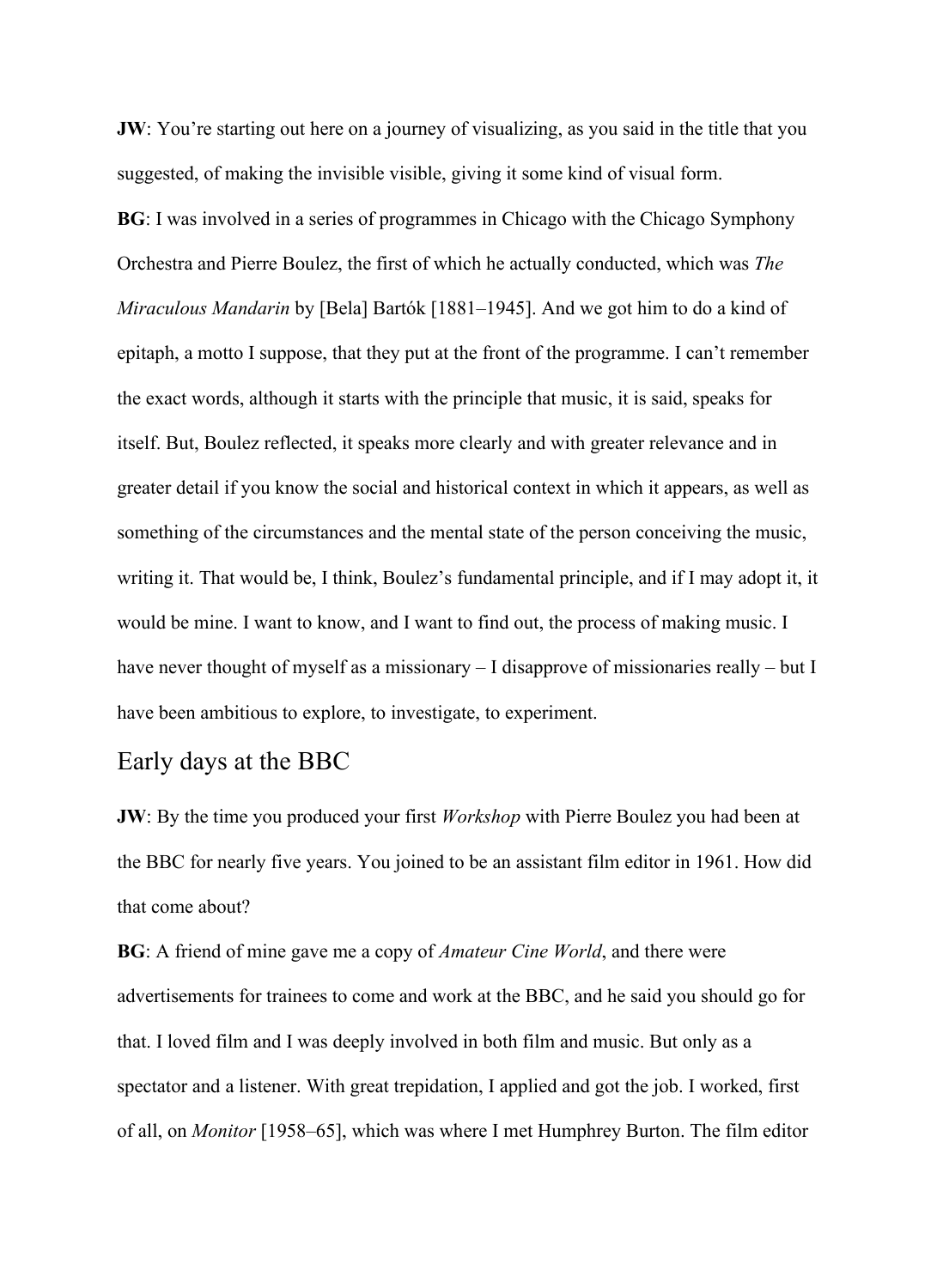**JW**: You're starting out here on a journey of visualizing, as you said in the title that you suggested, of making the invisible visible, giving it some kind of visual form.

**BG**: I was involved in a series of programmes in Chicago with the Chicago Symphony Orchestra and Pierre Boulez, the first of which he actually conducted, which was *The Miraculous Mandarin* by [Bela] Bartók [1881–1945]. And we got him to do a kind of epitaph, a motto I suppose, that they put at the front of the programme. I can't remember the exact words, although it starts with the principle that music, it is said, speaks for itself. But, Boulez reflected, it speaks more clearly and with greater relevance and in greater detail if you know the social and historical context in which it appears, as well as something of the circumstances and the mental state of the person conceiving the music, writing it. That would be, I think, Boulez's fundamental principle, and if I may adopt it, it would be mine. I want to know, and I want to find out, the process of making music. I have never thought of myself as a missionary – I disapprove of missionaries really – but I have been ambitious to explore, to investigate, to experiment.

## Early days at the BBC

**JW**: By the time you produced your first *Workshop* with Pierre Boulez you had been at the BBC for nearly five years. You joined to be an assistant film editor in 1961. How did that come about?

**BG**: A friend of mine gave me a copy of *Amateur Cine World*, and there were advertisements for trainees to come and work at the BBC, and he said you should go for that. I loved film and I was deeply involved in both film and music. But only as a spectator and a listener. With great trepidation, I applied and got the job. I worked, first of all, on *Monitor* [1958–65], which was where I met Humphrey Burton. The film editor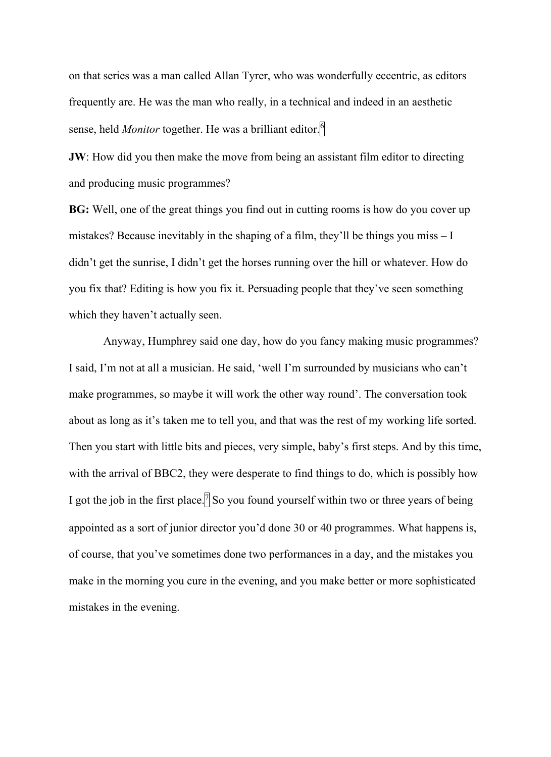on that series was a man called Allan Tyrer, who was wonderfully eccentric, as editors frequently are. He was the man who really, in a technical and indeed in an aesthetic sense, held *Monitor* together. He was a brilliant editor.[6]

**JW**: How did you then make the move from being an assistant film editor to directing and producing music programmes?

**BG:** Well, one of the great things you find out in cutting rooms is how do you cover up mistakes? Because inevitably in the shaping of a film, they'll be things you miss – I didn't get the sunrise, I didn't get the horses running over the hill or whatever. How do you fix that? Editing is how you fix it. Persuading people that they've seen something which they haven't actually seen.

Anyway, Humphrey said one day, how do you fancy making music programmes? I said, I'm not at all a musician. He said, 'well I'm surrounded by musicians who can't make programmes, so maybe it will work the other way round'. The conversation took about as long as it's taken me to tell you, and that was the rest of my working life sorted. Then you start with little bits and pieces, very simple, baby's first steps. And by this time, with the arrival of BBC2, they were desperate to find things to do, which is possibly how I got the job in the first place.[7] So you found yourself within two or three years of being appointed as a sort of junior director you'd done 30 or 40 programmes. What happens is, of course, that you've sometimes done two performances in a day, and the mistakes you make in the morning you cure in the evening, and you make better or more sophisticated mistakes in the evening.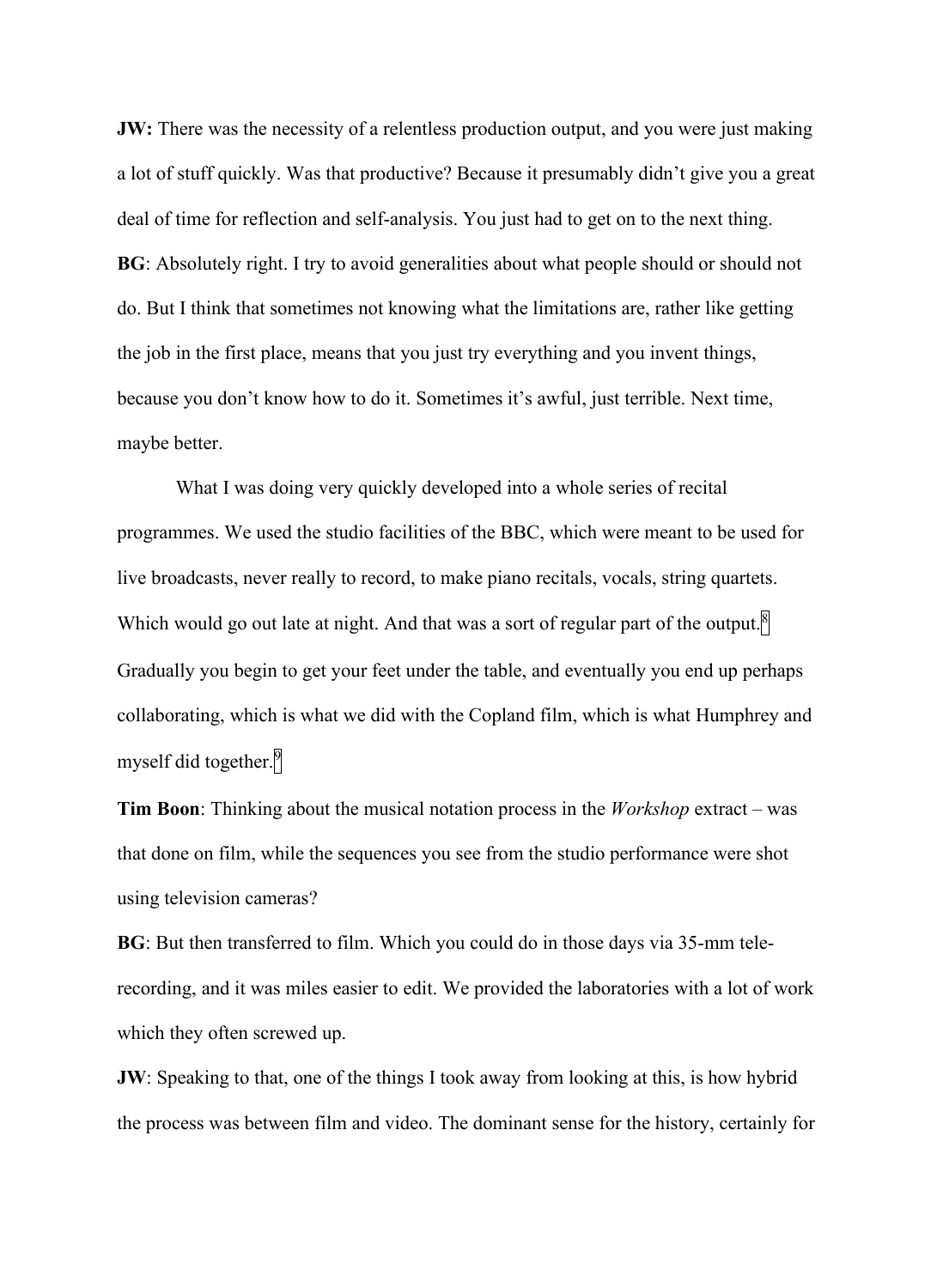**JW:** There was the necessity of a relentless production output, and you were just making a lot of stuff quickly. Was that productive? Because it presumably didn't give you a great deal of time for reflection and self-analysis. You just had to get on to the next thing.

**BG**: Absolutely right. I try to avoid generalities about what people should or should not do. But I think that sometimes not knowing what the limitations are, rather like getting the job in the first place, means that you just try everything and you invent things, because you don't know how to do it. Sometimes it's awful, just terrible. Next time, maybe better.

What I was doing very quickly developed into a whole series of recital programmes. We used the studio facilities of the BBC, which were meant to be used for live broadcasts, never really to record, to make piano recitals, vocals, string quartets. Which would go out late at night. And that was a sort of regular part of the output.[8] Gradually you begin to get your feet under the table, and eventually you end up perhaps collaborating, which is what we did with the Copland film, which is what Humphrey and myself did together.[9]

**Tim Boon**: Thinking about the musical notation process in the *Workshop* extract – was that done on film, while the sequences you see from the studio performance were shot using television cameras?

**BG**: But then transferred to film. Which you could do in those days via 35-mm tele-recording, and it was miles easier to edit. We provided the laboratories with a lot of work which they often screwed up.

**JW**: Speaking to that, one of the things I took away from looking at this, is how hybrid the process was between film and video. The dominant sense for the history, certainly for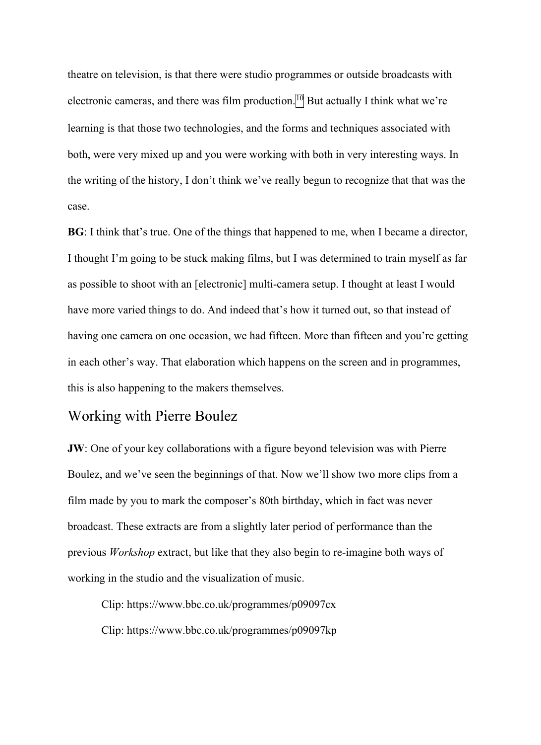theatre on television, is that there were studio programmes or outside broadcasts with electronic cameras, and there was film production.[10] But actually I think what we're learning is that those two technologies, and the forms and techniques associated with both, were very mixed up and you were working with both in very interesting ways. In the writing of the history, I don't think we've really begun to recognize that that was the case.

**BG**: I think that's true. One of the things that happened to me, when I became a director, I thought I'm going to be stuck making films, but I was determined to train myself as far as possible to shoot with an [electronic] multi-camera setup. I thought at least I would have more varied things to do. And indeed that's how it turned out, so that instead of having one camera on one occasion, we had fifteen. More than fifteen and you're getting in each other's way. That elaboration which happens on the screen and in programmes, this is also happening to the makers themselves.

## Working with Pierre Boulez

**JW**: One of your key collaborations with a figure beyond television was with Pierre Boulez, and we've seen the beginnings of that. Now we'll show two more clips from a film made by you to mark the composer's 80th birthday, which in fact was never broadcast. These extracts are from a slightly later period of performance than the previous *Workshop* extract, but like that they also begin to re-imagine both ways of working in the studio and the visualization of music.

Clip: https://www.bbc.co.uk/programmes/p09097cx

Clip: https://www.bbc.co.uk/programmes/p09097kp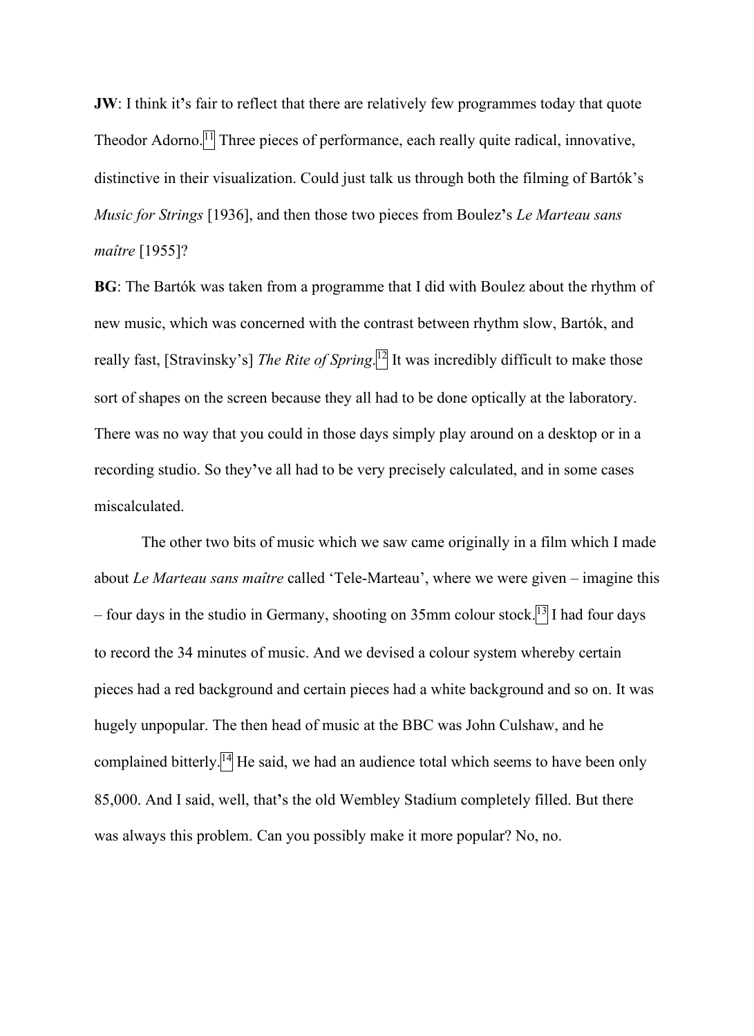**JW**: I think it's fair to reflect that there are relatively few programmes today that quote Theodor Adorno.[11] Three pieces of performance, each really quite radical, innovative, distinctive in their visualization. Could just talk us through both the filming of Bartók's *Music for Strings* [1936], and then those two pieces from Boulez's *Le Marteau sans maître* [1955]?

**BG**: The Bartók was taken from a programme that I did with Boulez about the rhythm of new music, which was concerned with the contrast between rhythm slow, Bartók, and really fast, [Stravinsky's] *The Rite of Spring*.[12] It was incredibly difficult to make those sort of shapes on the screen because they all had to be done optically at the laboratory. There was no way that you could in those days simply play around on a desktop or in a recording studio. So they've all had to be very precisely calculated, and in some cases miscalculated.

The other two bits of music which we saw came originally in a film which I made about *Le Marteau sans maître* called 'Tele-Marteau', where we were given – imagine this – four days in the studio in Germany, shooting on 35mm colour stock.[13] I had four days to record the 34 minutes of music. And we devised a colour system whereby certain pieces had a red background and certain pieces had a white background and so on. It was hugely unpopular. The then head of music at the BBC was John Culshaw, and he complained bitterly.[14] He said, we had an audience total which seems to have been only 85,000. And I said, well, that's the old Wembley Stadium completely filled. But there was always this problem. Can you possibly make it more popular? No, no.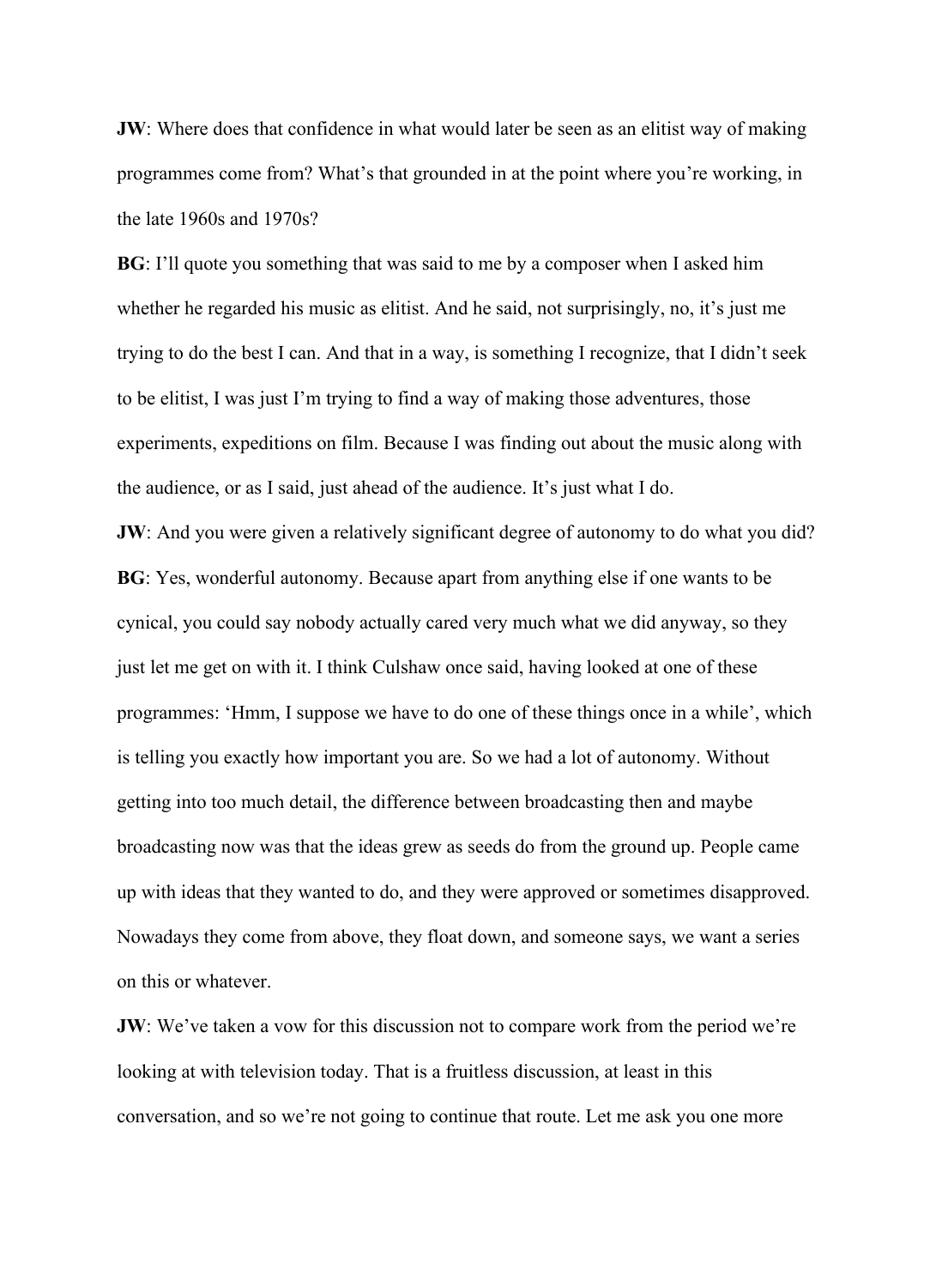**JW**: Where does that confidence in what would later be seen as an elitist way of making programmes come from? What's that grounded in at the point where you're working, in the late 1960s and 1970s?

**BG**: I'll quote you something that was said to me by a composer when I asked him whether he regarded his music as elitist. And he said, not surprisingly, no, it's just me trying to do the best I can. And that in a way, is something I recognize, that I didn't seek to be elitist, I was just I'm trying to find a way of making those adventures, those experiments, expeditions on film. Because I was finding out about the music along with the audience, or as I said, just ahead of the audience. It's just what I do.

**JW**: And you were given a relatively significant degree of autonomy to do what you did?

**BG**: Yes, wonderful autonomy. Because apart from anything else if one wants to be cynical, you could say nobody actually cared very much what we did anyway, so they just let me get on with it. I think Culshaw once said, having looked at one of these programmes: 'Hmm, I suppose we have to do one of these things once in a while', which is telling you exactly how important you are. So we had a lot of autonomy. Without getting into too much detail, the difference between broadcasting then and maybe broadcasting now was that the ideas grew as seeds do from the ground up. People came up with ideas that they wanted to do, and they were approved or sometimes disapproved. Nowadays they come from above, they float down, and someone says, we want a series on this or whatever.

**JW**: We've taken a vow for this discussion not to compare work from the period we're looking at with television today. That is a fruitless discussion, at least in this conversation, and so we're not going to continue that route. Let me ask you one more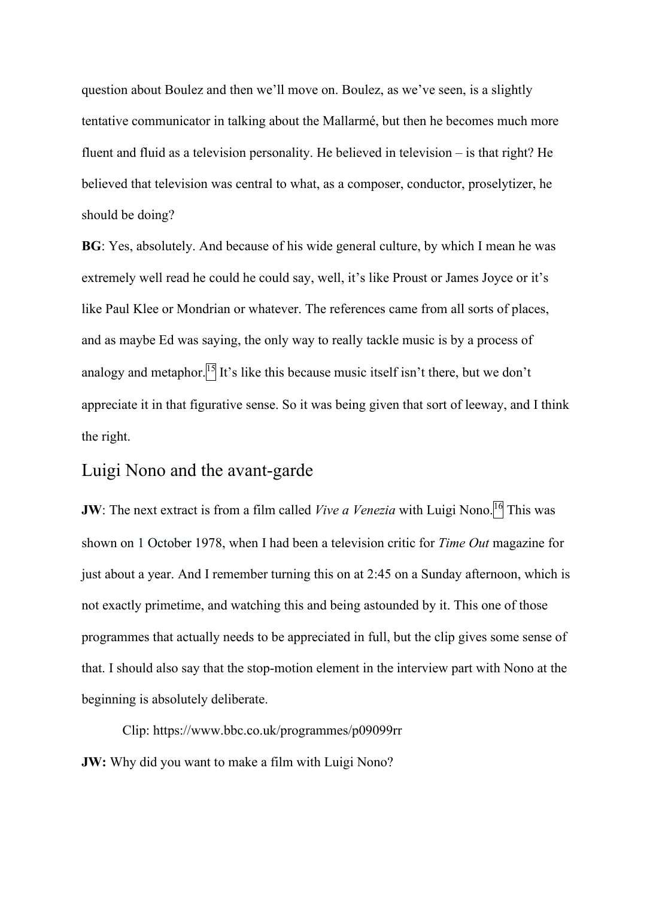question about Boulez and then we'll move on. Boulez, as we've seen, is a slightly tentative communicator in talking about the Mallarmé, but then he becomes much more fluent and fluid as a television personality. He believed in television – is that right? He believed that television was central to what, as a composer, conductor, proselytizer, he should be doing?

**BG**: Yes, absolutely. And because of his wide general culture, by which I mean he was extremely well read he could he could say, well, it's like Proust or James Joyce or it's like Paul Klee or Mondrian or whatever. The references came from all sorts of places, and as maybe Ed was saying, the only way to really tackle music is by a process of analogy and metaphor.[15] It's like this because music itself isn't there, but we don't appreciate it in that figurative sense. So it was being given that sort of leeway, and I think the right.

## Luigi Nono and the avant-garde

**JW**: The next extract is from a film called *Vive a Venezia* with Luigi Nono.[16] This was shown on 1 October 1978, when I had been a television critic for *Time Out* magazine for just about a year. And I remember turning this on at 2:45 on a Sunday afternoon, which is not exactly primetime, and watching this and being astounded by it. This one of those programmes that actually needs to be appreciated in full, but the clip gives some sense of that. I should also say that the stop-motion element in the interview part with Nono at the beginning is absolutely deliberate.

Clip: https://www.bbc.co.uk/programmes/p09099rr

**JW:** Why did you want to make a film with Luigi Nono?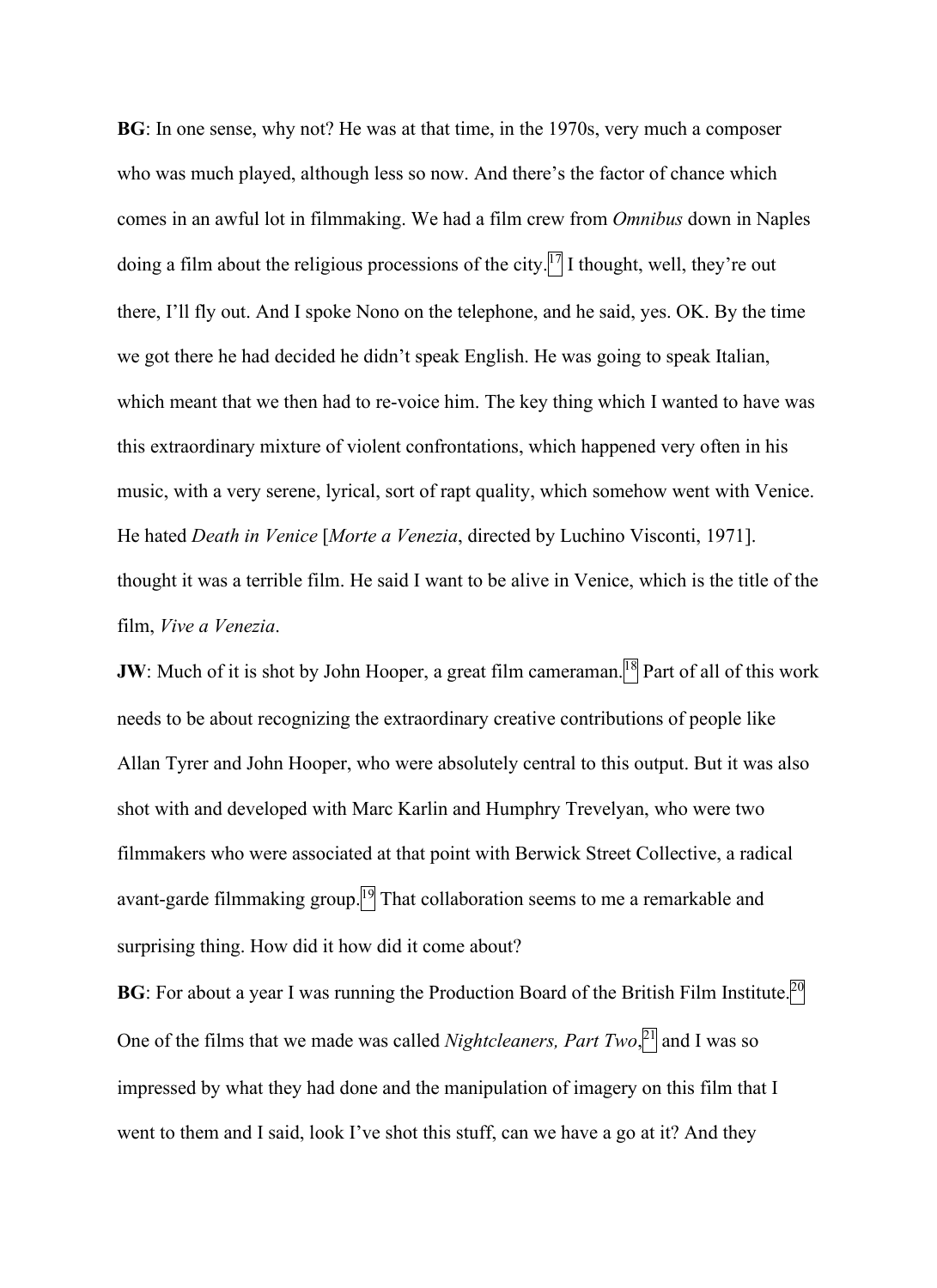**BG**: In one sense, why not? He was at that time, in the 1970s, very much a composer who was much played, although less so now. And there's the factor of chance which comes in an awful lot in filmmaking. We had a film crew from *Omnibus* down in Naples doing a film about the religious processions of the city.[17] I thought, well, they're out there, I'll fly out. And I spoke Nono on the telephone, and he said, yes. OK. By the time we got there he had decided he didn't speak English. He was going to speak Italian, which meant that we then had to re-voice him. The key thing which I wanted to have was this extraordinary mixture of violent confrontations, which happened very often in his music, with a very serene, lyrical, sort of rapt quality, which somehow went with Venice. He hated *Death in Venice* [*Morte a Venezia*, directed by Luchino Visconti, 1971]. thought it was a terrible film. He said I want to be alive in Venice, which is the title of the film, *Vive a Venezia*.

**JW**: Much of it is shot by John Hooper, a great film cameraman.[18] Part of all of this work needs to be about recognizing the extraordinary creative contributions of people like Allan Tyrer and John Hooper, who were absolutely central to this output. But it was also shot with and developed with Marc Karlin and Humphry Trevelyan, who were two filmmakers who were associated at that point with Berwick Street Collective, a radical avant-garde filmmaking group.[19] That collaboration seems to me a remarkable and surprising thing. How did it how did it come about?

**BG**: For about a year I was running the Production Board of the British Film Institute.[20] One of the films that we made was called *Nightcleaners, Part Two*,[21] and I was so impressed by what they had done and the manipulation of imagery on this film that I went to them and I said, look I've shot this stuff, can we have a go at it? And they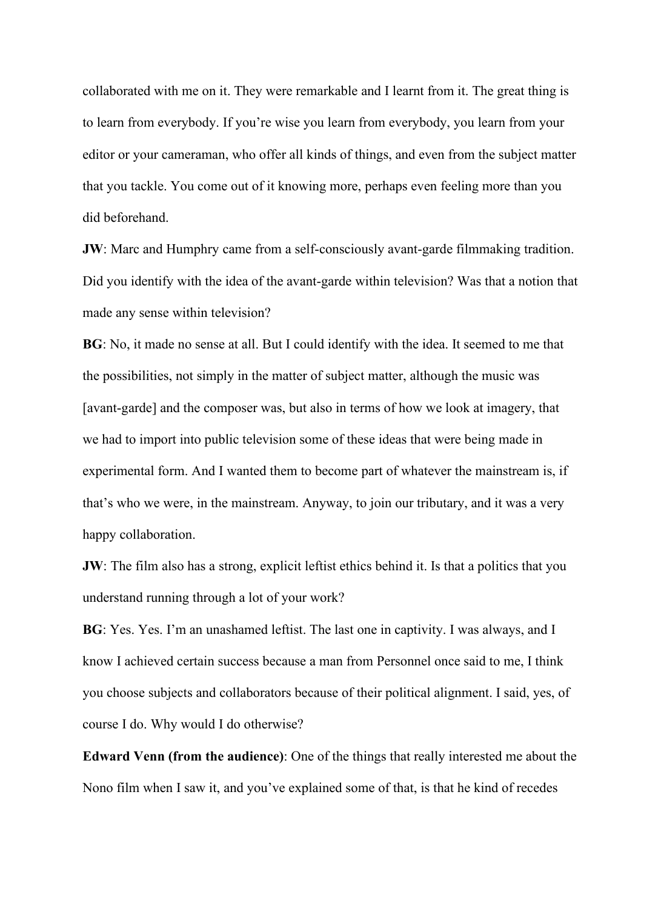collaborated with me on it. They were remarkable and I learnt from it. The great thing is to learn from everybody. If you're wise you learn from everybody, you learn from your editor or your cameraman, who offer all kinds of things, and even from the subject matter that you tackle. You come out of it knowing more, perhaps even feeling more than you did beforehand.

**JW**: Marc and Humphry came from a self-consciously avant-garde filmmaking tradition. Did you identify with the idea of the avant-garde within television? Was that a notion that made any sense within television?

**BG**: No, it made no sense at all. But I could identify with the idea. It seemed to me that the possibilities, not simply in the matter of subject matter, although the music was [avant-garde] and the composer was, but also in terms of how we look at imagery, that we had to import into public television some of these ideas that were being made in experimental form. And I wanted them to become part of whatever the mainstream is, if that's who we were, in the mainstream. Anyway, to join our tributary, and it was a very happy collaboration.

**JW**: The film also has a strong, explicit leftist ethics behind it. Is that a politics that you understand running through a lot of your work?

**BG**: Yes. Yes. I'm an unashamed leftist. The last one in captivity. I was always, and I know I achieved certain success because a man from Personnel once said to me, I think you choose subjects and collaborators because of their political alignment. I said, yes, of course I do. Why would I do otherwise?

**Edward Venn (from the audience)**: One of the things that really interested me about the Nono film when I saw it, and you've explained some of that, is that he kind of recedes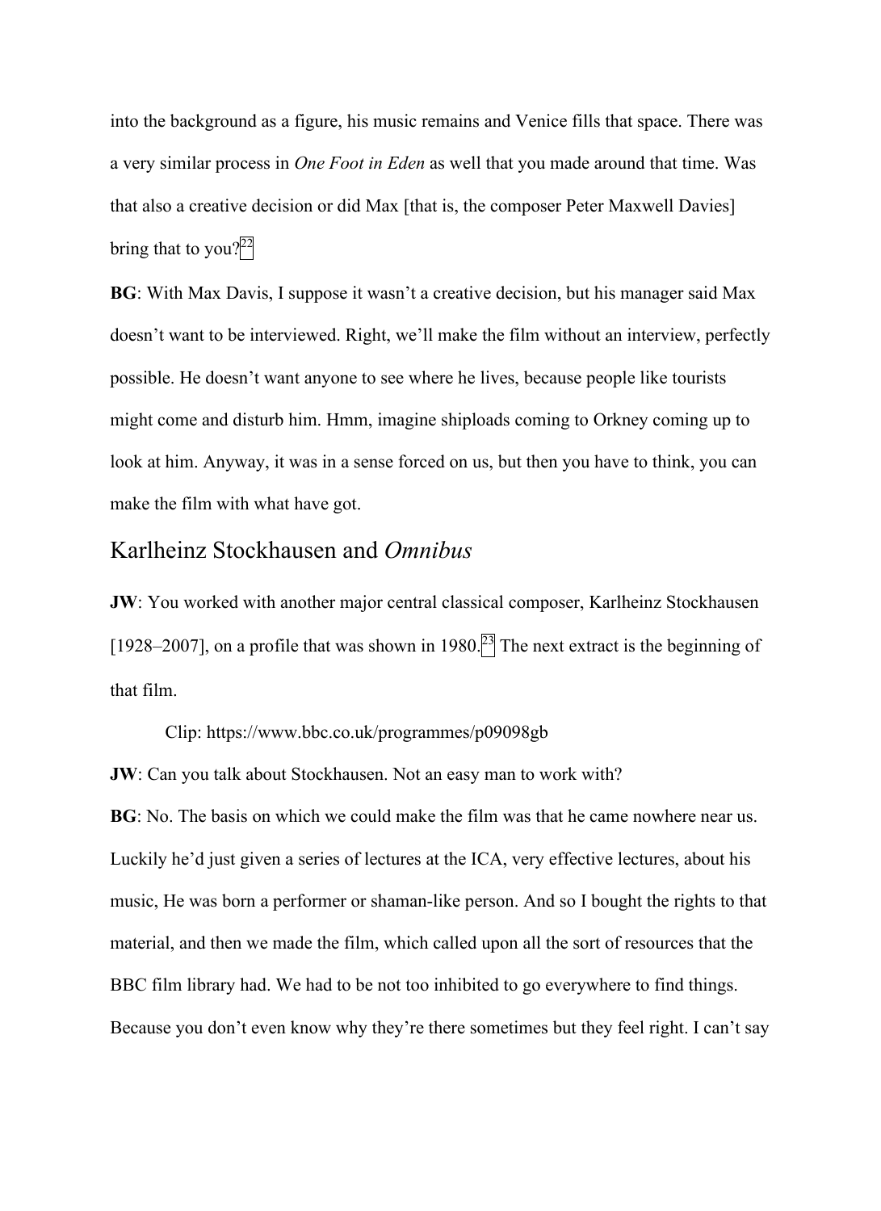into the background as a figure, his music remains and Venice fills that space. There was a very similar process in *One Foot in Eden* as well that you made around that time. Was that also a creative decision or did Max [that is, the composer Peter Maxwell Davies] bring that to you?[22]

**BG**: With Max Davis, I suppose it wasn't a creative decision, but his manager said Max doesn't want to be interviewed. Right, we'll make the film without an interview, perfectly possible. He doesn't want anyone to see where he lives, because people like tourists might come and disturb him. Hmm, imagine shiploads coming to Orkney coming up to look at him. Anyway, it was in a sense forced on us, but then you have to think, you can make the film with what have got.

## Karlheinz Stockhausen and *Omnibus*

**JW**: You worked with another major central classical composer, Karlheinz Stockhausen [1928–2007], on a profile that was shown in 1980.[23] The next extract is the beginning of that film.

Clip: https://www.bbc.co.uk/programmes/p09098gb

**JW**: Can you talk about Stockhausen. Not an easy man to work with?

**BG**: No. The basis on which we could make the film was that he came nowhere near us. Luckily he'd just given a series of lectures at the ICA, very effective lectures, about his music, He was born a performer or shaman-like person. And so I bought the rights to that material, and then we made the film, which called upon all the sort of resources that the BBC film library had. We had to be not too inhibited to go everywhere to find things. Because you don't even know why they're there sometimes but they feel right. I can't say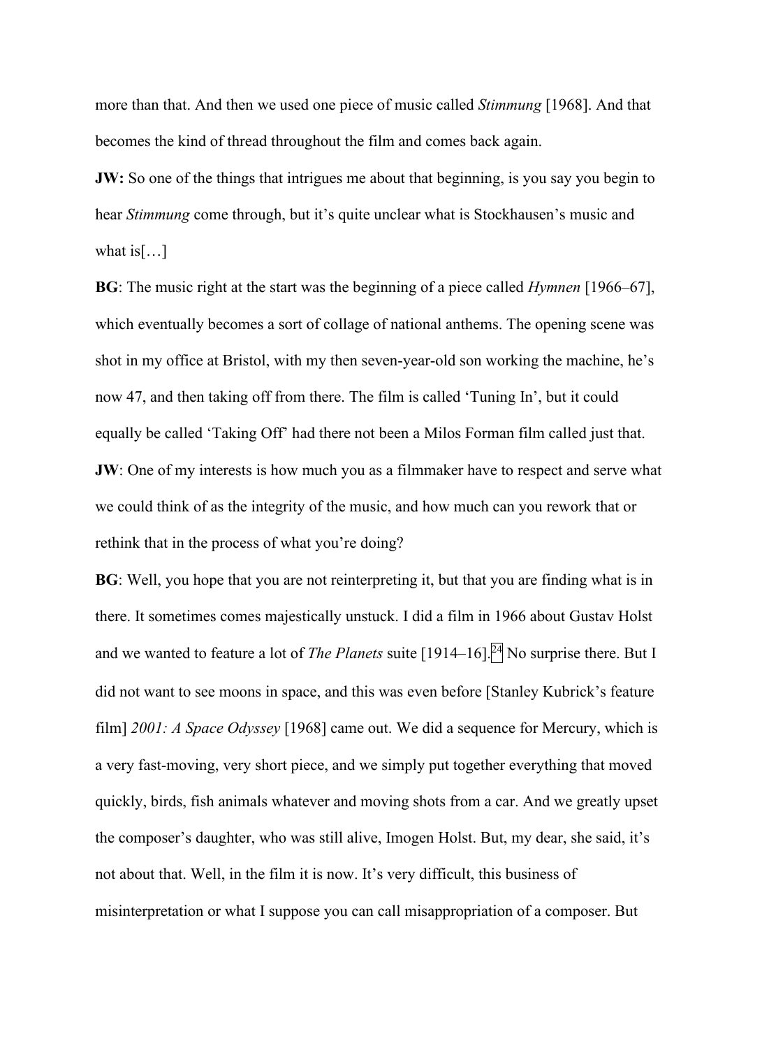more than that. And then we used one piece of music called *Stimmung* [1968]. And that becomes the kind of thread throughout the film and comes back again.

**JW:** So one of the things that intrigues me about that beginning, is you say you begin to hear *Stimmung* come through, but it's quite unclear what is Stockhausen's music and what is[…]

**BG**: The music right at the start was the beginning of a piece called *Hymnen* [1966–67], which eventually becomes a sort of collage of national anthems. The opening scene was shot in my office at Bristol, with my then seven-year-old son working the machine, he's now 47, and then taking off from there. The film is called 'Tuning In', but it could equally be called 'Taking Off' had there not been a Milos Forman film called just that.

**JW**: One of my interests is how much you as a filmmaker have to respect and serve what we could think of as the integrity of the music, and how much can you rework that or rethink that in the process of what you're doing?

**BG**: Well, you hope that you are not reinterpreting it, but that you are finding what is in there. It sometimes comes majestically unstuck. I did a film in 1966 about Gustav Holst and we wanted to feature a lot of *The Planets* suite [1914–16].[24] No surprise there. But I did not want to see moons in space, and this was even before [Stanley Kubrick's feature film] *2001: A Space Odyssey* [1968] came out. We did a sequence for Mercury, which is a very fast-moving, very short piece, and we simply put together everything that moved quickly, birds, fish animals whatever and moving shots from a car. And we greatly upset the composer's daughter, who was still alive, Imogen Holst. But, my dear, she said, it's not about that. Well, in the film it is now. It's very difficult, this business of misinterpretation or what I suppose you can call misappropriation of a composer. But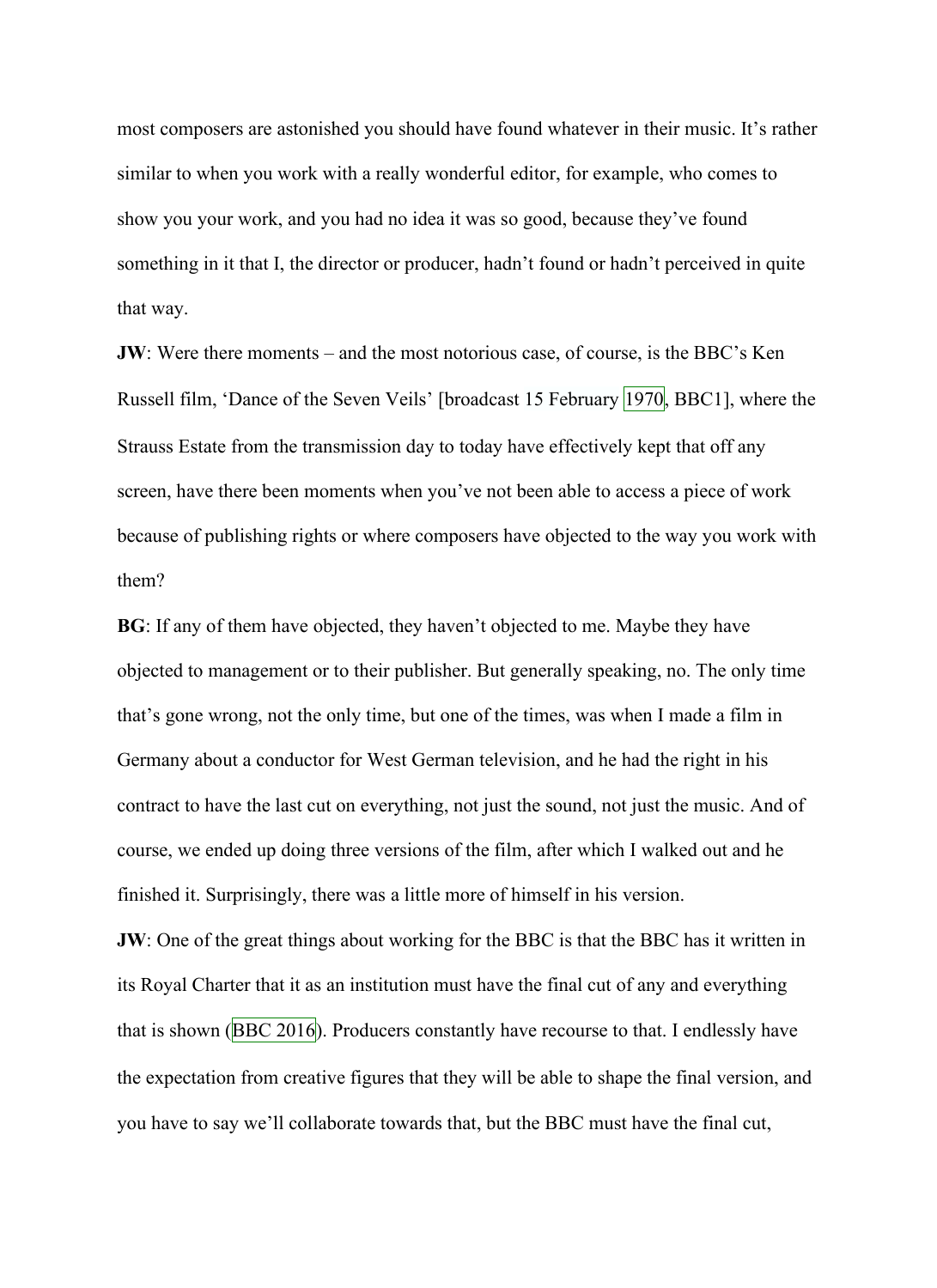most composers are astonished you should have found whatever in their music. It's rather similar to when you work with a really wonderful editor, for example, who comes to show you your work, and you had no idea it was so good, because they've found something in it that I, the director or producer, hadn't found or hadn't perceived in quite that way.

**JW**: Were there moments – and the most notorious case, of course, is the BBC's Ken Russell film, 'Dance of the Seven Veils' [broadcast 15 February 1970, BBC1], where the Strauss Estate from the transmission day to today have effectively kept that off any screen, have there been moments when you've not been able to access a piece of work because of publishing rights or where composers have objected to the way you work with them?

**BG**: If any of them have objected, they haven't objected to me. Maybe they have objected to management or to their publisher. But generally speaking, no. The only time that's gone wrong, not the only time, but one of the times, was when I made a film in Germany about a conductor for West German television, and he had the right in his contract to have the last cut on everything, not just the sound, not just the music. And of course, we ended up doing three versions of the film, after which I walked out and he finished it. Surprisingly, there was a little more of himself in his version.

**JW**: One of the great things about working for the BBC is that the BBC has it written in its Royal Charter that it as an institution must have the final cut of any and everything that is shown (BBC 2016). Producers constantly have recourse to that. I endlessly have the expectation from creative figures that they will be able to shape the final version, and you have to say we'll collaborate towards that, but the BBC must have the final cut,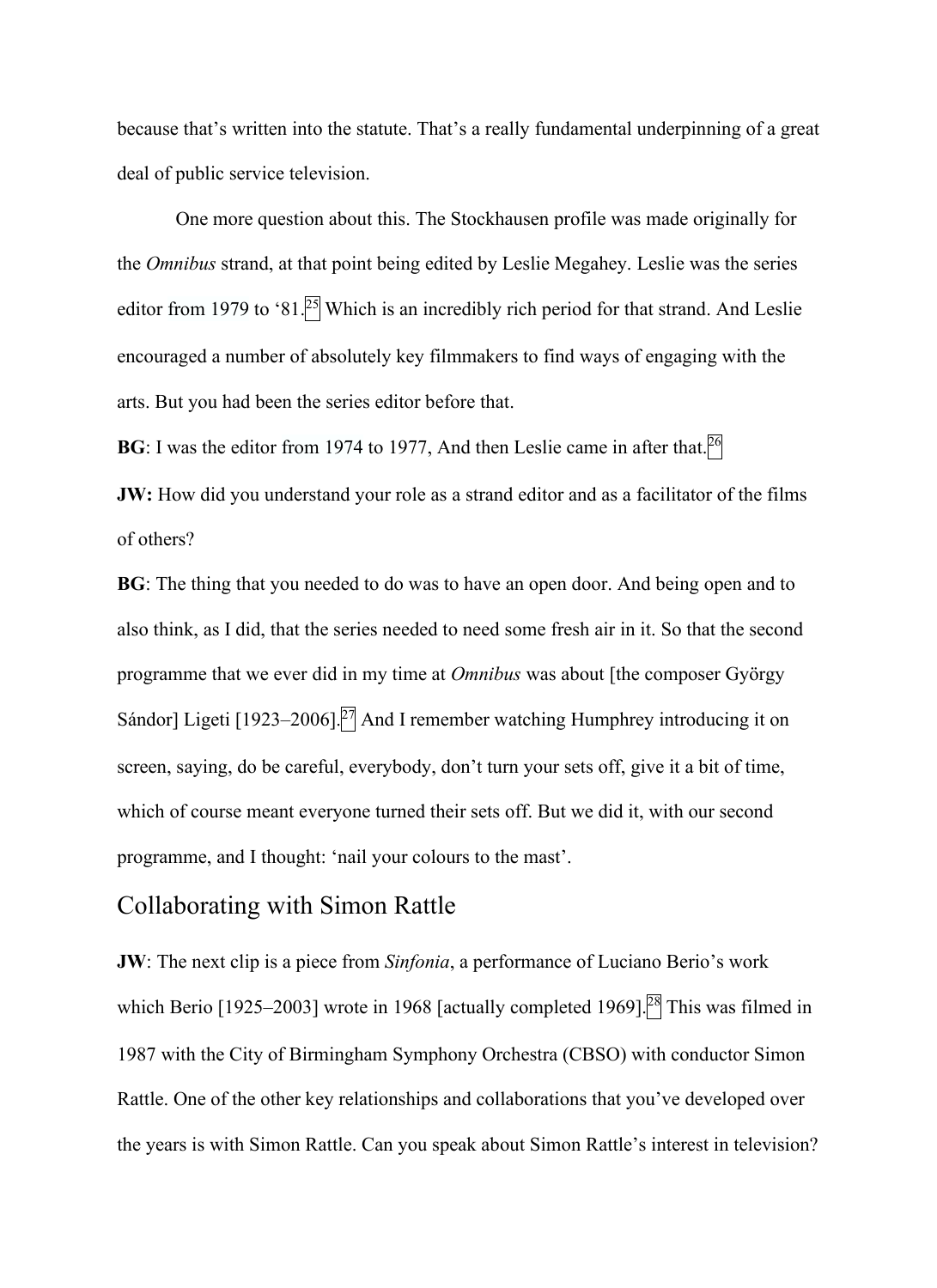because that's written into the statute. That's a really fundamental underpinning of a great deal of public service television.

One more question about this. The Stockhausen profile was made originally for the *Omnibus* strand, at that point being edited by Leslie Megahey. Leslie was the series editor from 1979 to '81.[25] Which is an incredibly rich period for that strand. And Leslie encouraged a number of absolutely key filmmakers to find ways of engaging with the arts. But you had been the series editor before that.

**BG**: I was the editor from 1974 to 1977, And then Leslie came in after that.[26]

**JW:** How did you understand your role as a strand editor and as a facilitator of the films of others?

**BG**: The thing that you needed to do was to have an open door. And being open and to also think, as I did, that the series needed to need some fresh air in it. So that the second programme that we ever did in my time at *Omnibus* was about [the composer György Sándor] Ligeti [1923–2006].[27] And I remember watching Humphrey introducing it on screen, saying, do be careful, everybody, don't turn your sets off, give it a bit of time, which of course meant everyone turned their sets off. But we did it, with our second programme, and I thought: 'nail your colours to the mast'.

## Collaborating with Simon Rattle

**JW**: The next clip is a piece from *Sinfonia*, a performance of Luciano Berio's work which Berio [1925–2003] wrote in 1968 [actually completed 1969].[28] This was filmed in 1987 with the City of Birmingham Symphony Orchestra (CBSO) with conductor Simon Rattle. One of the other key relationships and collaborations that you've developed over the years is with Simon Rattle. Can you speak about Simon Rattle's interest in television?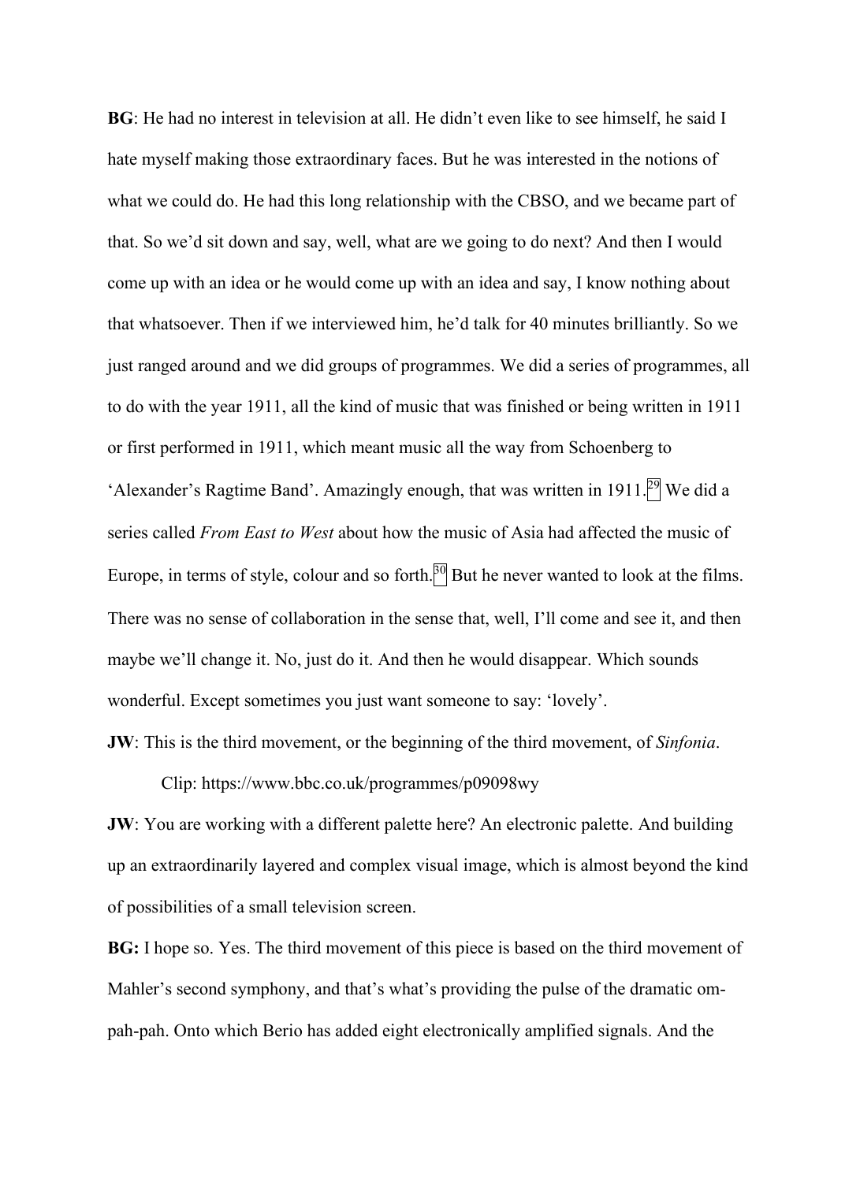**BG**: He had no interest in television at all. He didn't even like to see himself, he said I hate myself making those extraordinary faces. But he was interested in the notions of what we could do. He had this long relationship with the CBSO, and we became part of that. So we'd sit down and say, well, what are we going to do next? And then I would come up with an idea or he would come up with an idea and say, I know nothing about that whatsoever. Then if we interviewed him, he'd talk for 40 minutes brilliantly. So we just ranged around and we did groups of programmes. We did a series of programmes, all to do with the year 1911, all the kind of music that was finished or being written in 1911 or first performed in 1911, which meant music all the way from Schoenberg to 'Alexander's Ragtime Band'. Amazingly enough, that was written in 1911.[29] We did a series called *From East to West* about how the music of Asia had affected the music of Europe, in terms of style, colour and so forth.[30] But he never wanted to look at the films. There was no sense of collaboration in the sense that, well, I'll come and see it, and then maybe we'll change it. No, just do it. And then he would disappear. Which sounds wonderful. Except sometimes you just want someone to say: 'lovely'.

**JW**: This is the third movement, or the beginning of the third movement, of *Sinfonia*.

Clip: https://www.bbc.co.uk/programmes/p09098wy

**JW**: You are working with a different palette here? An electronic palette. And building up an extraordinarily layered and complex visual image, which is almost beyond the kind of possibilities of a small television screen.

**BG:** I hope so. Yes. The third movement of this piece is based on the third movement of Mahler's second symphony, and that's what's providing the pulse of the dramatic om-pah-pah. Onto which Berio has added eight electronically amplified signals. And the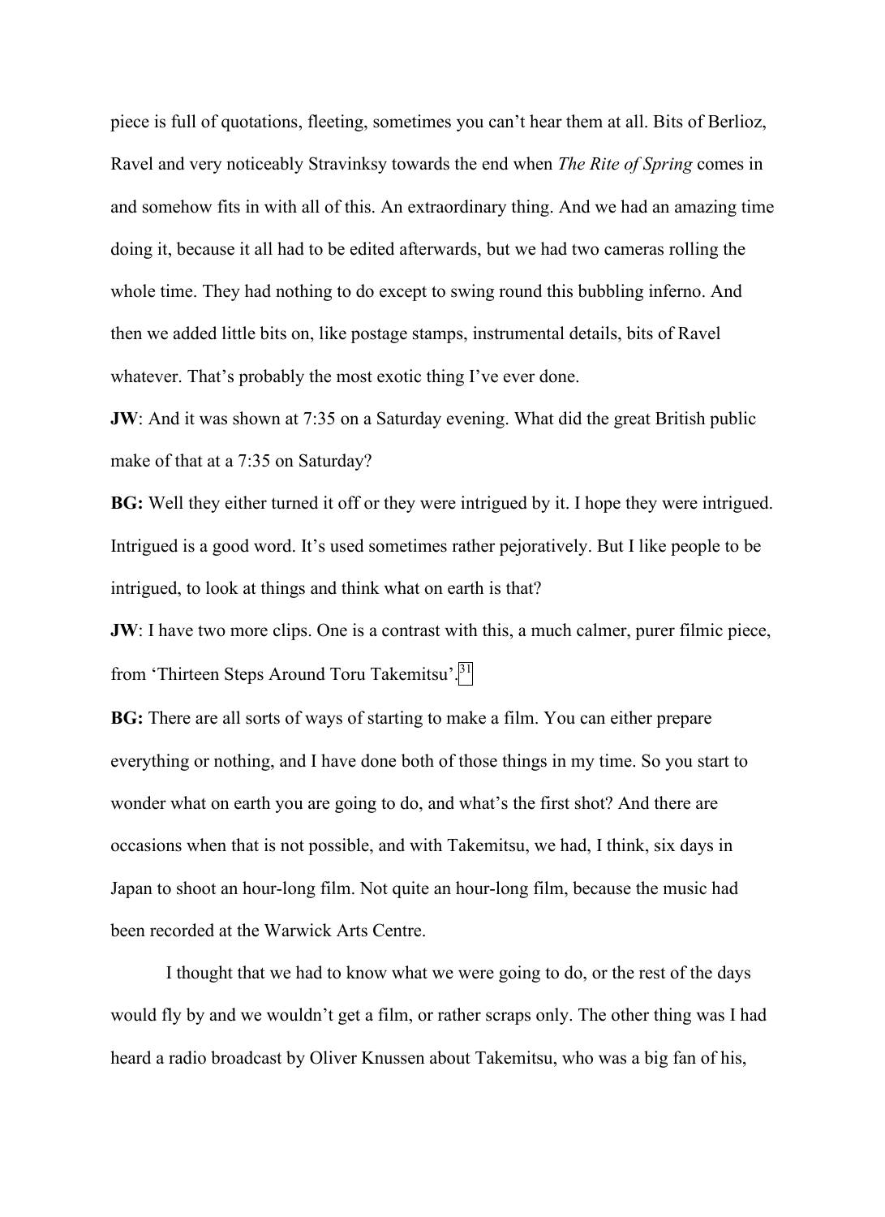piece is full of quotations, fleeting, sometimes you can't hear them at all. Bits of Berlioz, Ravel and very noticeably Stravinksy towards the end when *The Rite of Spring* comes in and somehow fits in with all of this. An extraordinary thing. And we had an amazing time doing it, because it all had to be edited afterwards, but we had two cameras rolling the whole time. They had nothing to do except to swing round this bubbling inferno. And then we added little bits on, like postage stamps, instrumental details, bits of Ravel whatever. That's probably the most exotic thing I've ever done.

**JW**: And it was shown at 7:35 on a Saturday evening. What did the great British public make of that at a 7:35 on Saturday?

**BG:** Well they either turned it off or they were intrigued by it. I hope they were intrigued. Intrigued is a good word. It's used sometimes rather pejoratively. But I like people to be intrigued, to look at things and think what on earth is that?

**JW**: I have two more clips. One is a contrast with this, a much calmer, purer filmic piece, from 'Thirteen Steps Around Toru Takemitsu'.[31]

**BG:** There are all sorts of ways of starting to make a film. You can either prepare everything or nothing, and I have done both of those things in my time. So you start to wonder what on earth you are going to do, and what's the first shot? And there are occasions when that is not possible, and with Takemitsu, we had, I think, six days in Japan to shoot an hour-long film. Not quite an hour-long film, because the music had been recorded at the Warwick Arts Centre.

I thought that we had to know what we were going to do, or the rest of the days would fly by and we wouldn't get a film, or rather scraps only. The other thing was I had heard a radio broadcast by Oliver Knussen about Takemitsu, who was a big fan of his,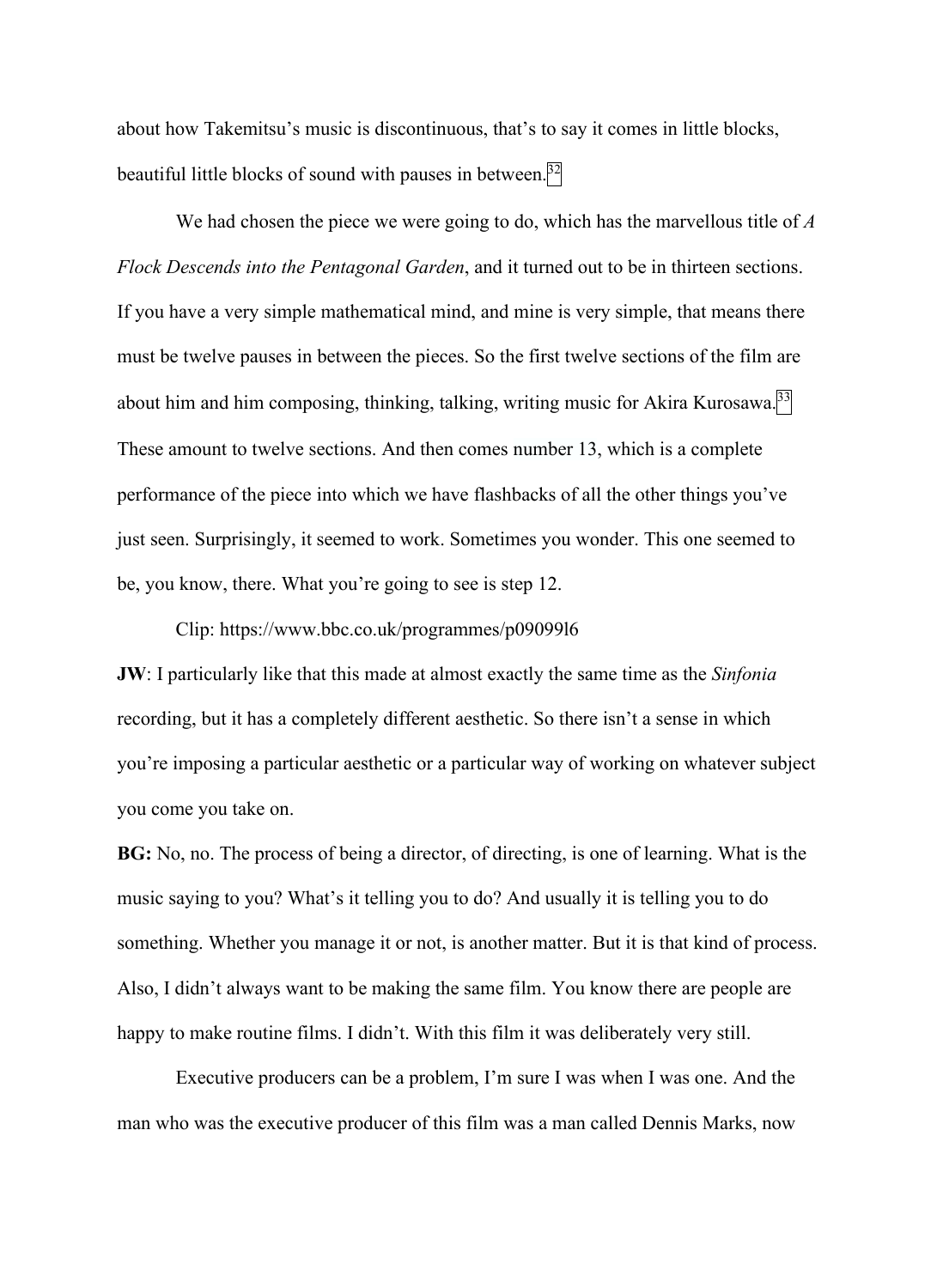about how Takemitsu's music is discontinuous, that's to say it comes in little blocks, beautiful little blocks of sound with pauses in between.[32]

We had chosen the piece we were going to do, which has the marvellous title of *A Flock Descends into the Pentagonal Garden*, and it turned out to be in thirteen sections. If you have a very simple mathematical mind, and mine is very simple, that means there must be twelve pauses in between the pieces. So the first twelve sections of the film are about him and him composing, thinking, talking, writing music for Akira Kurosawa.[33] These amount to twelve sections. And then comes number 13, which is a complete performance of the piece into which we have flashbacks of all the other things you've just seen. Surprisingly, it seemed to work. Sometimes you wonder. This one seemed to be, you know, there. What you're going to see is step 12.

Clip: https://www.bbc.co.uk/programmes/p09099l6

**JW**: I particularly like that this made at almost exactly the same time as the *Sinfonia* recording, but it has a completely different aesthetic. So there isn't a sense in which you're imposing a particular aesthetic or a particular way of working on whatever subject you come you take on.

**BG:** No, no. The process of being a director, of directing, is one of learning. What is the music saying to you? What's it telling you to do? And usually it is telling you to do something. Whether you manage it or not, is another matter. But it is that kind of process. Also, I didn't always want to be making the same film. You know there are people are happy to make routine films. I didn't. With this film it was deliberately very still.

Executive producers can be a problem, I'm sure I was when I was one. And the man who was the executive producer of this film was a man called Dennis Marks, now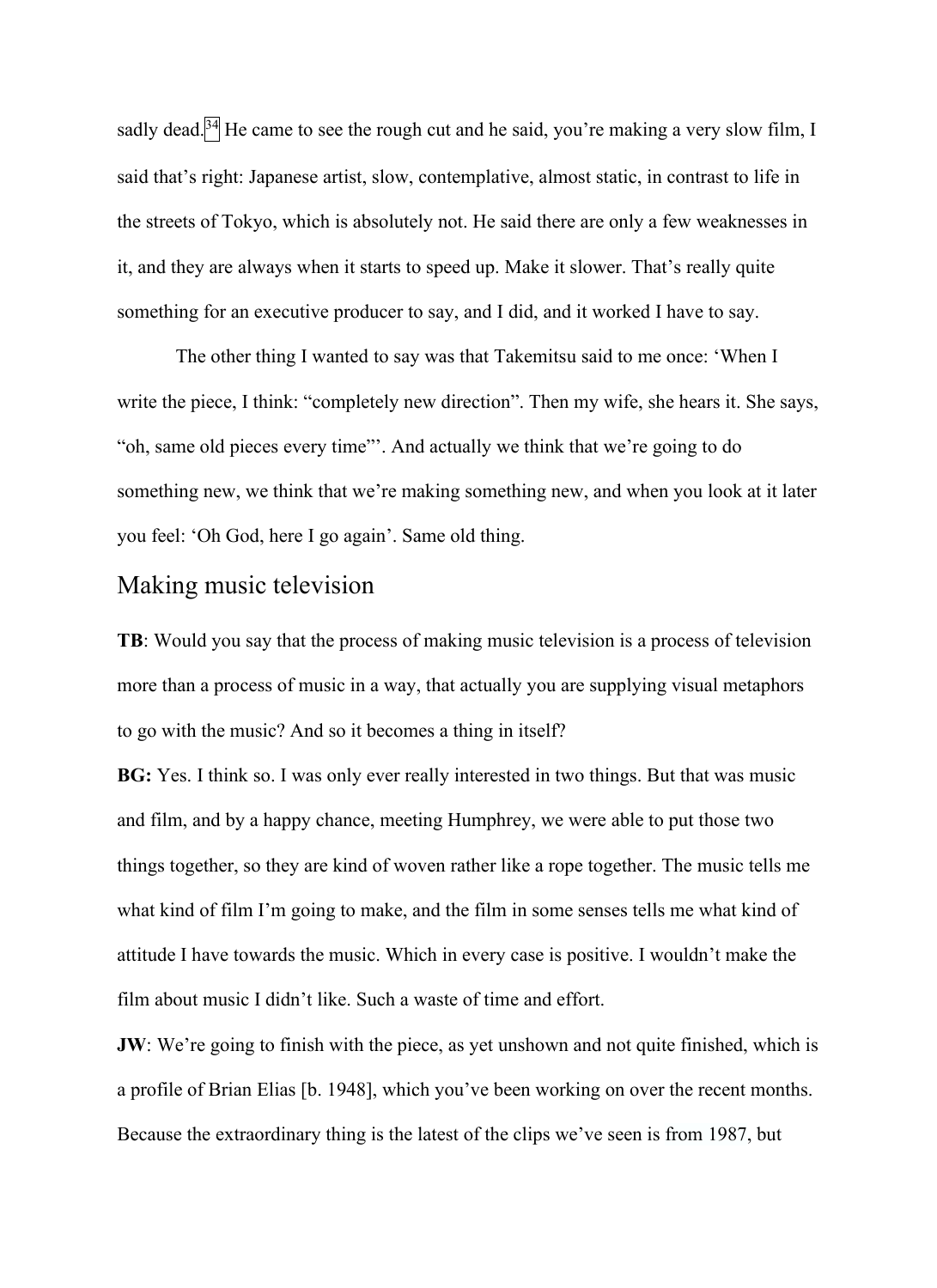sadly dead.[34] He came to see the rough cut and he said, you're making a very slow film, I said that's right: Japanese artist, slow, contemplative, almost static, in contrast to life in the streets of Tokyo, which is absolutely not. He said there are only a few weaknesses in it, and they are always when it starts to speed up. Make it slower. That's really quite something for an executive producer to say, and I did, and it worked I have to say.

The other thing I wanted to say was that Takemitsu said to me once: 'When I write the piece, I think: "completely new direction". Then my wife, she hears it. She says, "oh, same old pieces every time"'. And actually we think that we're going to do something new, we think that we're making something new, and when you look at it later you feel: 'Oh God, here I go again'. Same old thing.

## Making music television

**TB**: Would you say that the process of making music television is a process of television more than a process of music in a way, that actually you are supplying visual metaphors to go with the music? And so it becomes a thing in itself?

**BG:** Yes. I think so. I was only ever really interested in two things. But that was music and film, and by a happy chance, meeting Humphrey, we were able to put those two things together, so they are kind of woven rather like a rope together. The music tells me what kind of film I'm going to make, and the film in some senses tells me what kind of attitude I have towards the music. Which in every case is positive. I wouldn't make the film about music I didn't like. Such a waste of time and effort.

**JW**: We're going to finish with the piece, as yet unshown and not quite finished, which is a profile of Brian Elias [b. 1948], which you've been working on over the recent months. Because the extraordinary thing is the latest of the clips we've seen is from 1987, but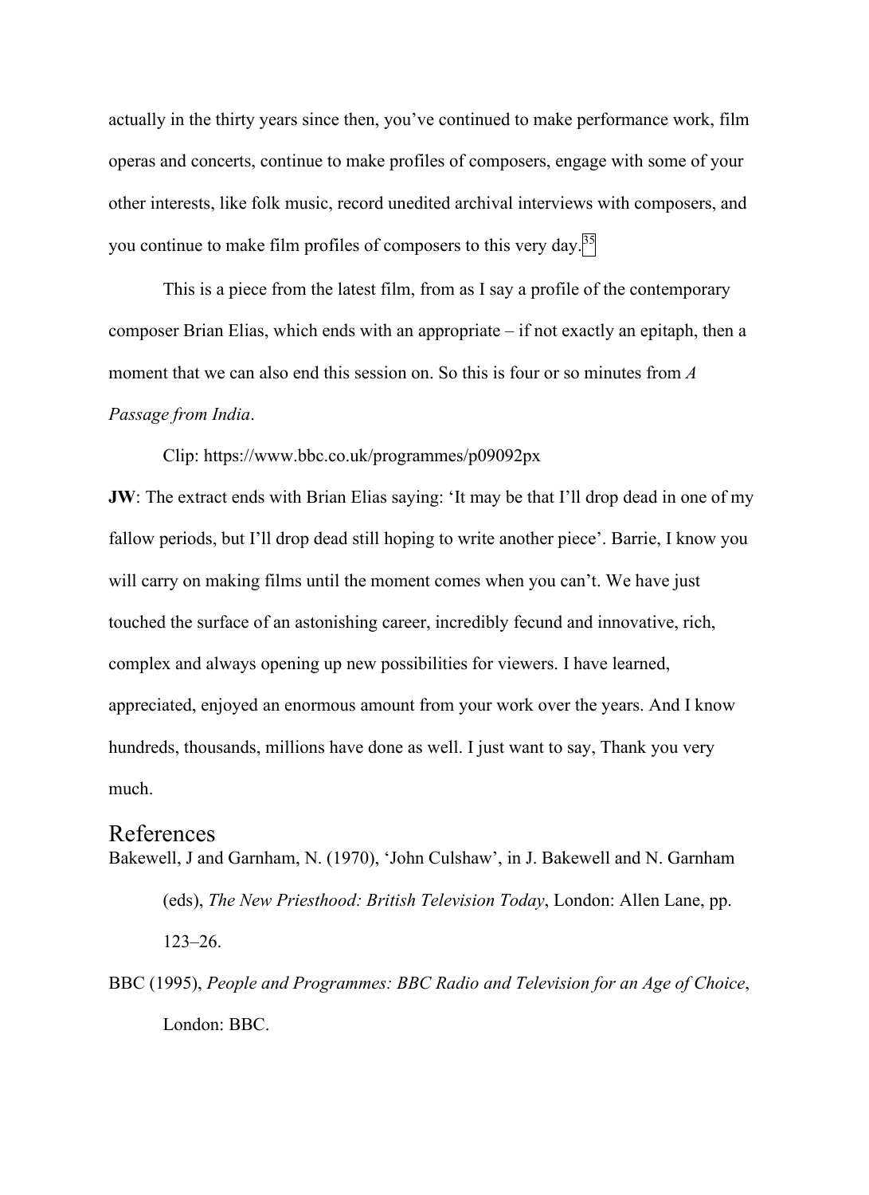actually in the thirty years since then, you've continued to make performance work, film operas and concerts, continue to make profiles of composers, engage with some of your other interests, like folk music, record unedited archival interviews with composers, and you continue to make film profiles of composers to this very day.[35]

This is a piece from the latest film, from as I say a profile of the contemporary composer Brian Elias, which ends with an appropriate – if not exactly an epitaph, then a moment that we can also end this session on. So this is four or so minutes from *A Passage from India*.

Clip: https://www.bbc.co.uk/programmes/p09092px

**JW**: The extract ends with Brian Elias saying: 'It may be that I'll drop dead in one of my fallow periods, but I'll drop dead still hoping to write another piece'. Barrie, I know you will carry on making films until the moment comes when you can't. We have just touched the surface of an astonishing career, incredibly fecund and innovative, rich, complex and always opening up new possibilities for viewers. I have learned, appreciated, enjoyed an enormous amount from your work over the years. And I know hundreds, thousands, millions have done as well. I just want to say, Thank you very much.

# References

Bakewell, J and Garnham, N. (1970), 'John Culshaw', in J. Bakewell and N. Garnham (eds), *The New Priesthood: British Television Today*, London: Allen Lane, pp. 123–26.

BBC (1995), *People and Programmes: BBC Radio and Television for an Age of Choice*, London: BBC.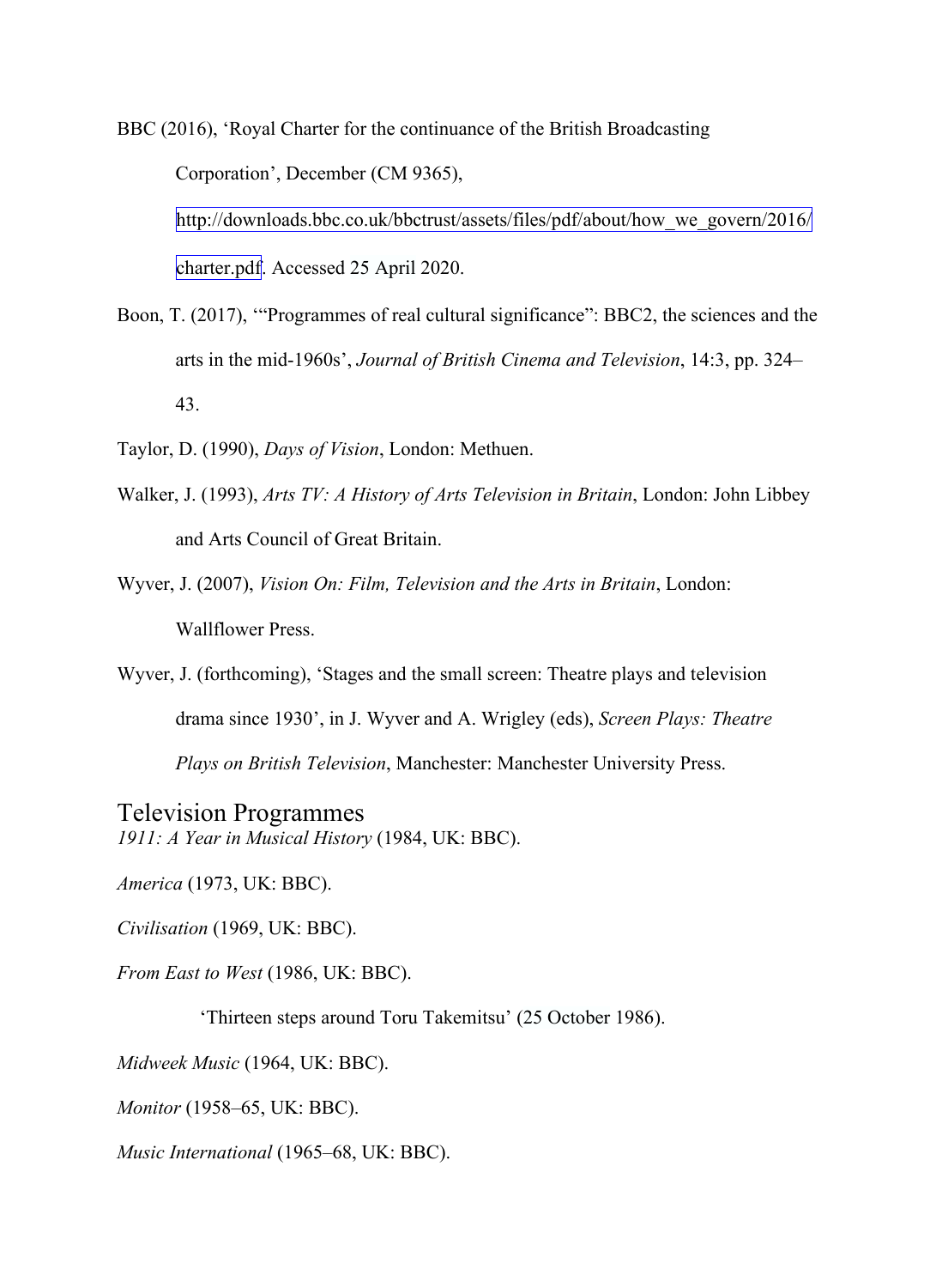BBC (2016), ‘Royal Charter for the continuance of the British Broadcasting Corporation’, December (CM 9365), http://downloads.bbc.co.uk/bbctrust/assets/files/pdf/about/how_we_govern/2016/charter.pdf. Accessed 25 April 2020.

Boon, T. (2017), ‘“Programmes of real cultural significance”: BBC2, the sciences and the arts in the mid-1960s’, *Journal of British Cinema and Television*, 14:3, pp. 324–43.

Taylor, D. (1990), *Days of Vision*, London: Methuen.

Walker, J. (1993), *Arts TV: A History of Arts Television in Britain*, London: John Libbey and Arts Council of Great Britain.

Wyver, J. (2007), *Vision On: Film, Television and the Arts in Britain*, London: Wallflower Press.

Wyver, J. (forthcoming), ‘Stages and the small screen: Theatre plays and television drama since 1930’, in J. Wyver and A. Wrigley (eds), *Screen Plays: Theatre Plays on British Television*, Manchester: Manchester University Press.

## Television Programmes

*1911: A Year in Musical History* (1984, UK: BBC).

*America* (1973, UK: BBC).

*Civilisation* (1969, UK: BBC).

*From East to West* (1986, UK: BBC).

‘Thirteen steps around Toru Takemitsu’ (25 October 1986).

*Midweek Music* (1964, UK: BBC).

*Monitor* (1958–65, UK: BBC).

*Music International* (1965–68, UK: BBC).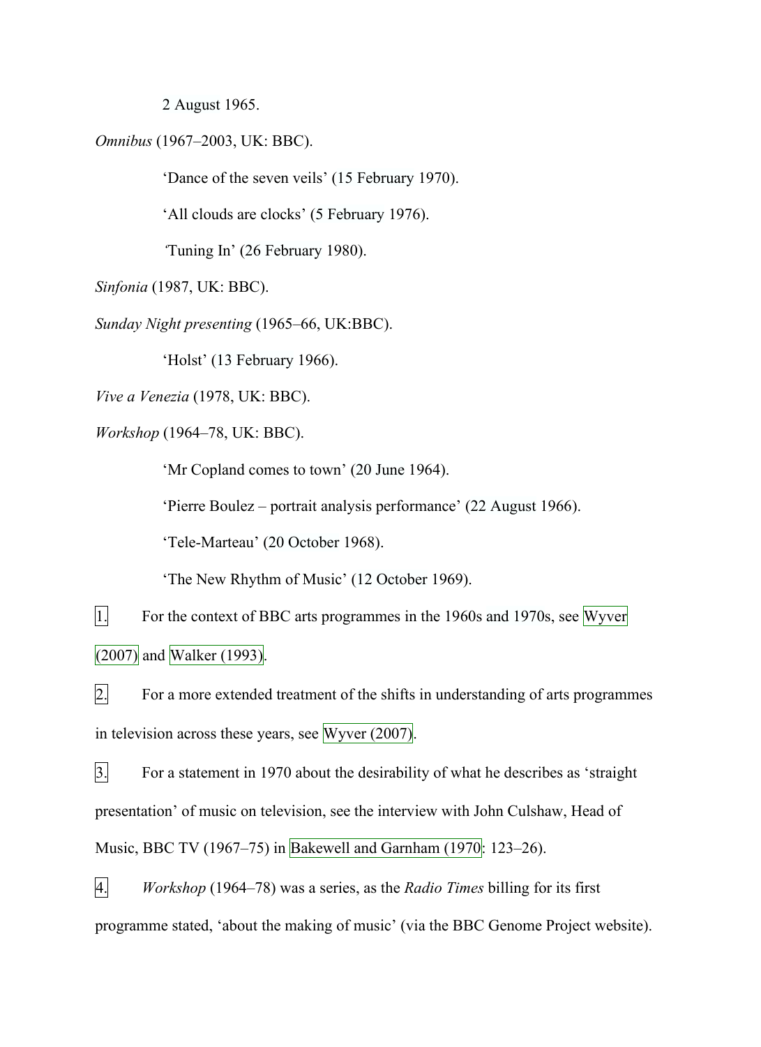2 August 1965.

*Omnibus* (1967–2003, UK: BBC).

'Dance of the seven veils' (15 February 1970).

'All clouds are clocks' (5 February 1976).

'Tuning In' (26 February 1980).

*Sinfonia* (1987, UK: BBC).

*Sunday Night presenting* (1965–66, UK:BBC).

'Holst' (13 February 1966).

*Vive a Venezia* (1978, UK: BBC).

*Workshop* (1964–78, UK: BBC).

'Mr Copland comes to town' (20 June 1964).

'Pierre Boulez – portrait analysis performance' (22 August 1966).

'Tele-Marteau' (20 October 1968).

'The New Rhythm of Music' (12 October 1969).

1. For the context of BBC arts programmes in the 1960s and 1970s, see Wyver (2007) and Walker (1993).

2. For a more extended treatment of the shifts in understanding of arts programmes in television across these years, see Wyver (2007).

3. For a statement in 1970 about the desirability of what he describes as 'straight presentation' of music on television, see the interview with John Culshaw, Head of Music, BBC TV (1967–75) in Bakewell and Garnham (1970: 123–26).

4. *Workshop* (1964–78) was a series, as the *Radio Times* billing for its first programme stated, 'about the making of music' (via the BBC Genome Project website).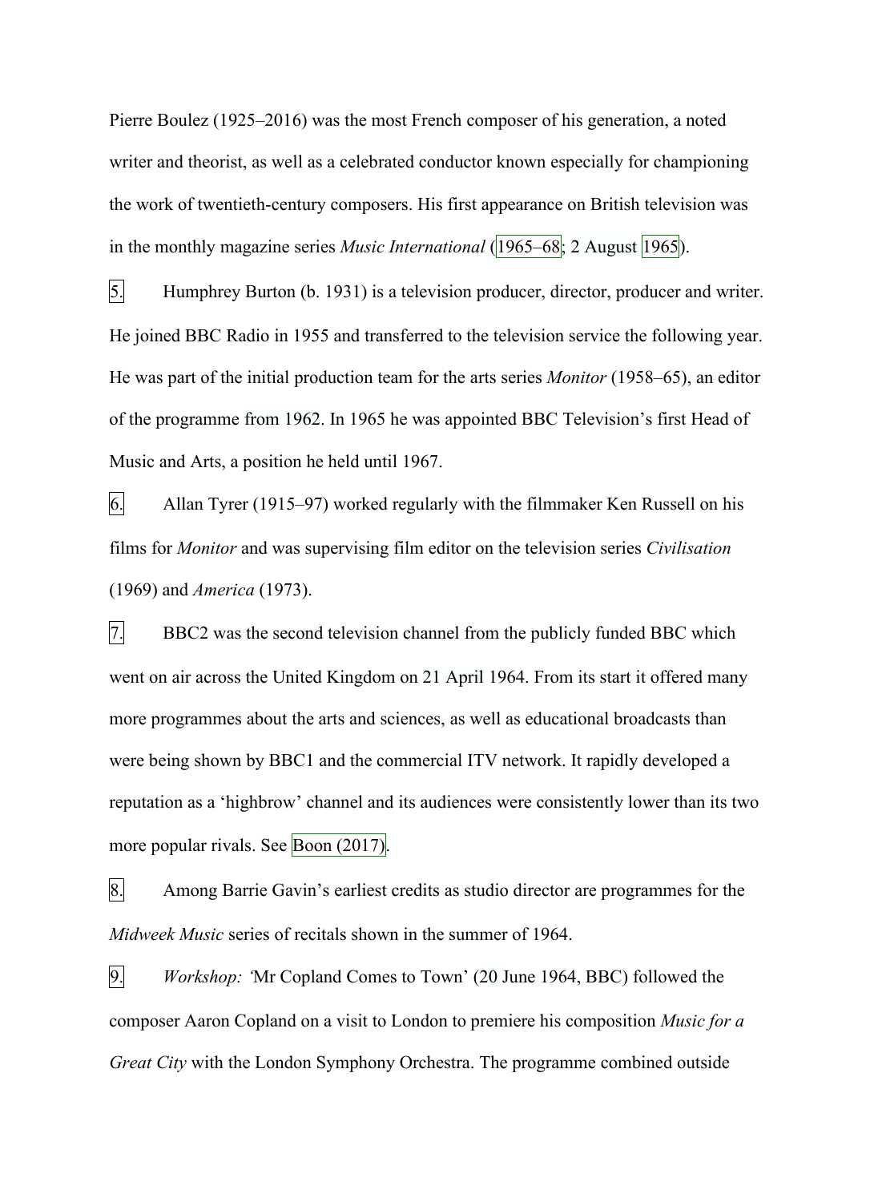Pierre Boulez (1925–2016) was the most French composer of his generation, a noted writer and theorist, as well as a celebrated conductor known especially for championing the work of twentieth-century composers. His first appearance on British television was in the monthly magazine series *Music International* (1965–68; 2 August 1965).

5. Humphrey Burton (b. 1931) is a television producer, director, producer and writer. He joined BBC Radio in 1955 and transferred to the television service the following year. He was part of the initial production team for the arts series *Monitor* (1958–65), an editor of the programme from 1962. In 1965 he was appointed BBC Television's first Head of Music and Arts, a position he held until 1967.

6. Allan Tyrer (1915–97) worked regularly with the filmmaker Ken Russell on his films for *Monitor* and was supervising film editor on the television series *Civilisation* (1969) and *America* (1973).

7. BBC2 was the second television channel from the publicly funded BBC which went on air across the United Kingdom on 21 April 1964. From its start it offered many more programmes about the arts and sciences, as well as educational broadcasts than were being shown by BBC1 and the commercial ITV network. It rapidly developed a reputation as a 'highbrow' channel and its audiences were consistently lower than its two more popular rivals. See Boon (2017).

8. Among Barrie Gavin's earliest credits as studio director are programmes for the *Midweek Music* series of recitals shown in the summer of 1964.

9. *Workshop:* 'Mr Copland Comes to Town' (20 June 1964, BBC) followed the composer Aaron Copland on a visit to London to premiere his composition *Music for a Great City* with the London Symphony Orchestra. The programme combined outside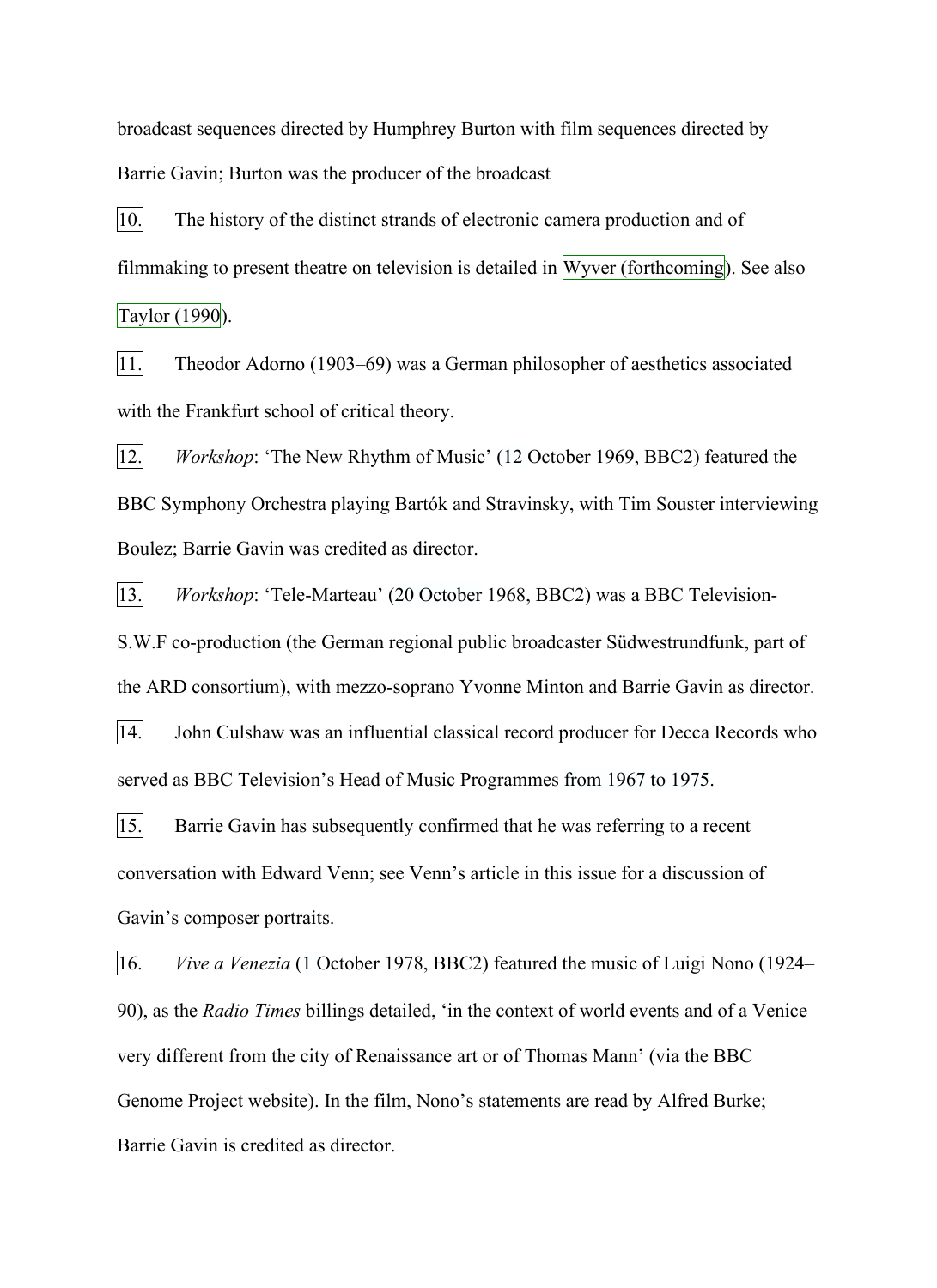broadcast sequences directed by Humphrey Burton with film sequences directed by Barrie Gavin; Burton was the producer of the broadcast

10. The history of the distinct strands of electronic camera production and of filmmaking to present theatre on television is detailed in Wyver (forthcoming). See also Taylor (1990).

11. Theodor Adorno (1903–69) was a German philosopher of aesthetics associated with the Frankfurt school of critical theory.

12. *Workshop*: 'The New Rhythm of Music' (12 October 1969, BBC2) featured the BBC Symphony Orchestra playing Bartók and Stravinsky, with Tim Souster interviewing Boulez; Barrie Gavin was credited as director.

13. *Workshop*: 'Tele-Marteau' (20 October 1968, BBC2) was a BBC Television-S.W.F co-production (the German regional public broadcaster Südwestrundfunk, part of the ARD consortium), with mezzo-soprano Yvonne Minton and Barrie Gavin as director.

14. John Culshaw was an influential classical record producer for Decca Records who served as BBC Television's Head of Music Programmes from 1967 to 1975.

15. Barrie Gavin has subsequently confirmed that he was referring to a recent conversation with Edward Venn; see Venn's article in this issue for a discussion of Gavin's composer portraits.

16. *Vive a Venezia* (1 October 1978, BBC2) featured the music of Luigi Nono (1924–90), as the *Radio Times* billings detailed, 'in the context of world events and of a Venice very different from the city of Renaissance art or of Thomas Mann' (via the BBC Genome Project website). In the film, Nono's statements are read by Alfred Burke; Barrie Gavin is credited as director.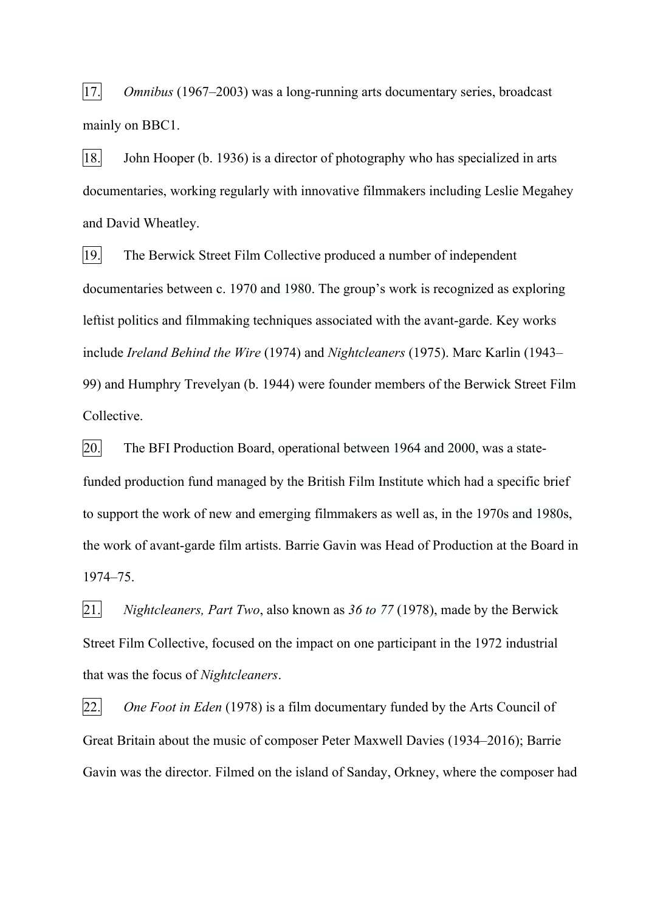17. *Omnibus* (1967–2003) was a long-running arts documentary series, broadcast mainly on BBC1.

18. John Hooper (b. 1936) is a director of photography who has specialized in arts documentaries, working regularly with innovative filmmakers including Leslie Megahey and David Wheatley.

19. The Berwick Street Film Collective produced a number of independent documentaries between c. 1970 and 1980. The group's work is recognized as exploring leftist politics and filmmaking techniques associated with the avant-garde. Key works include *Ireland Behind the Wire* (1974) and *Nightcleaners* (1975). Marc Karlin (1943–99) and Humphry Trevelyan (b. 1944) were founder members of the Berwick Street Film Collective.

20. The BFI Production Board, operational between 1964 and 2000, was a state-funded production fund managed by the British Film Institute which had a specific brief to support the work of new and emerging filmmakers as well as, in the 1970s and 1980s, the work of avant-garde film artists. Barrie Gavin was Head of Production at the Board in 1974–75.

21. *Nightcleaners, Part Two*, also known as *36 to 77* (1978), made by the Berwick Street Film Collective, focused on the impact on one participant in the 1972 industrial that was the focus of *Nightcleaners*.

22. *One Foot in Eden* (1978) is a film documentary funded by the Arts Council of Great Britain about the music of composer Peter Maxwell Davies (1934–2016); Barrie Gavin was the director. Filmed on the island of Sanday, Orkney, where the composer had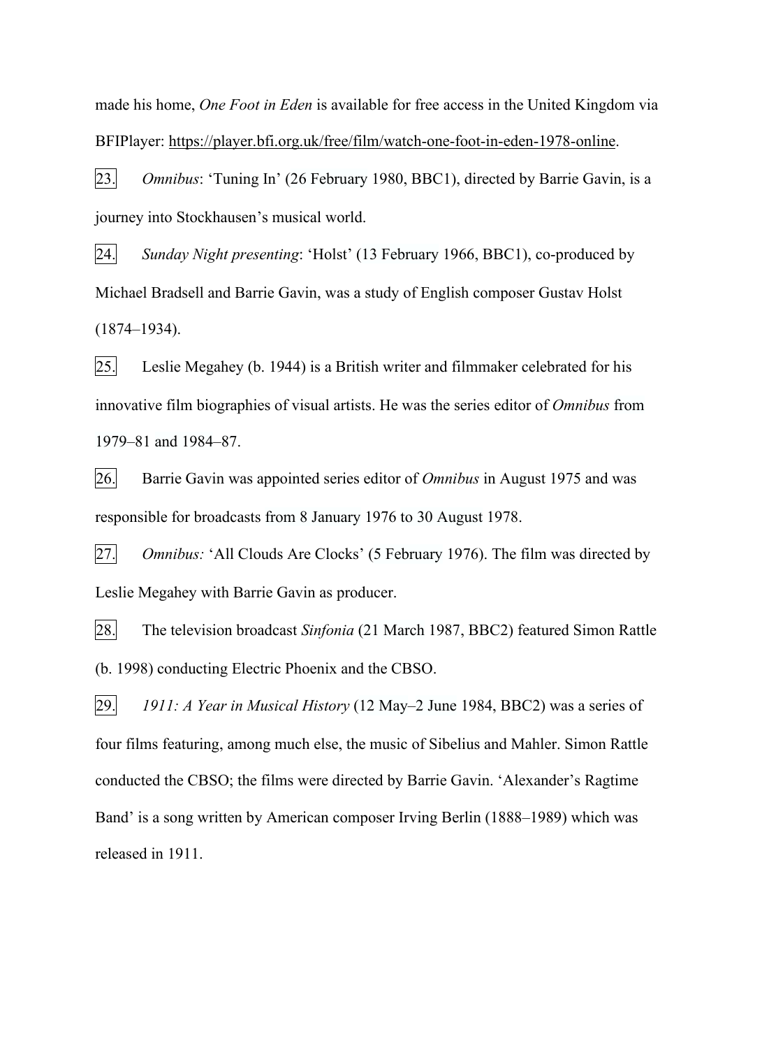made his home, *One Foot in Eden* is available for free access in the United Kingdom via BFIPlayer: https://player.bfi.org.uk/free/film/watch-one-foot-in-eden-1978-online.

23. *Omnibus*: ‘Tuning In’ (26 February 1980, BBC1), directed by Barrie Gavin, is a journey into Stockhausen’s musical world.

24. *Sunday Night presenting*: ‘Holst’ (13 February 1966, BBC1), co-produced by Michael Bradsell and Barrie Gavin, was a study of English composer Gustav Holst (1874–1934).

25. Leslie Megahey (b. 1944) is a British writer and filmmaker celebrated for his innovative film biographies of visual artists. He was the series editor of *Omnibus* from 1979–81 and 1984–87.

26. Barrie Gavin was appointed series editor of *Omnibus* in August 1975 and was responsible for broadcasts from 8 January 1976 to 30 August 1978.

27. *Omnibus:* ‘All Clouds Are Clocks’ (5 February 1976). The film was directed by Leslie Megahey with Barrie Gavin as producer.

28. The television broadcast *Sinfonia* (21 March 1987, BBC2) featured Simon Rattle (b. 1998) conducting Electric Phoenix and the CBSO.

29. *1911: A Year in Musical History* (12 May–2 June 1984, BBC2) was a series of four films featuring, among much else, the music of Sibelius and Mahler. Simon Rattle conducted the CBSO; the films were directed by Barrie Gavin. ‘Alexander’s Ragtime Band’ is a song written by American composer Irving Berlin (1888–1989) which was released in 1911.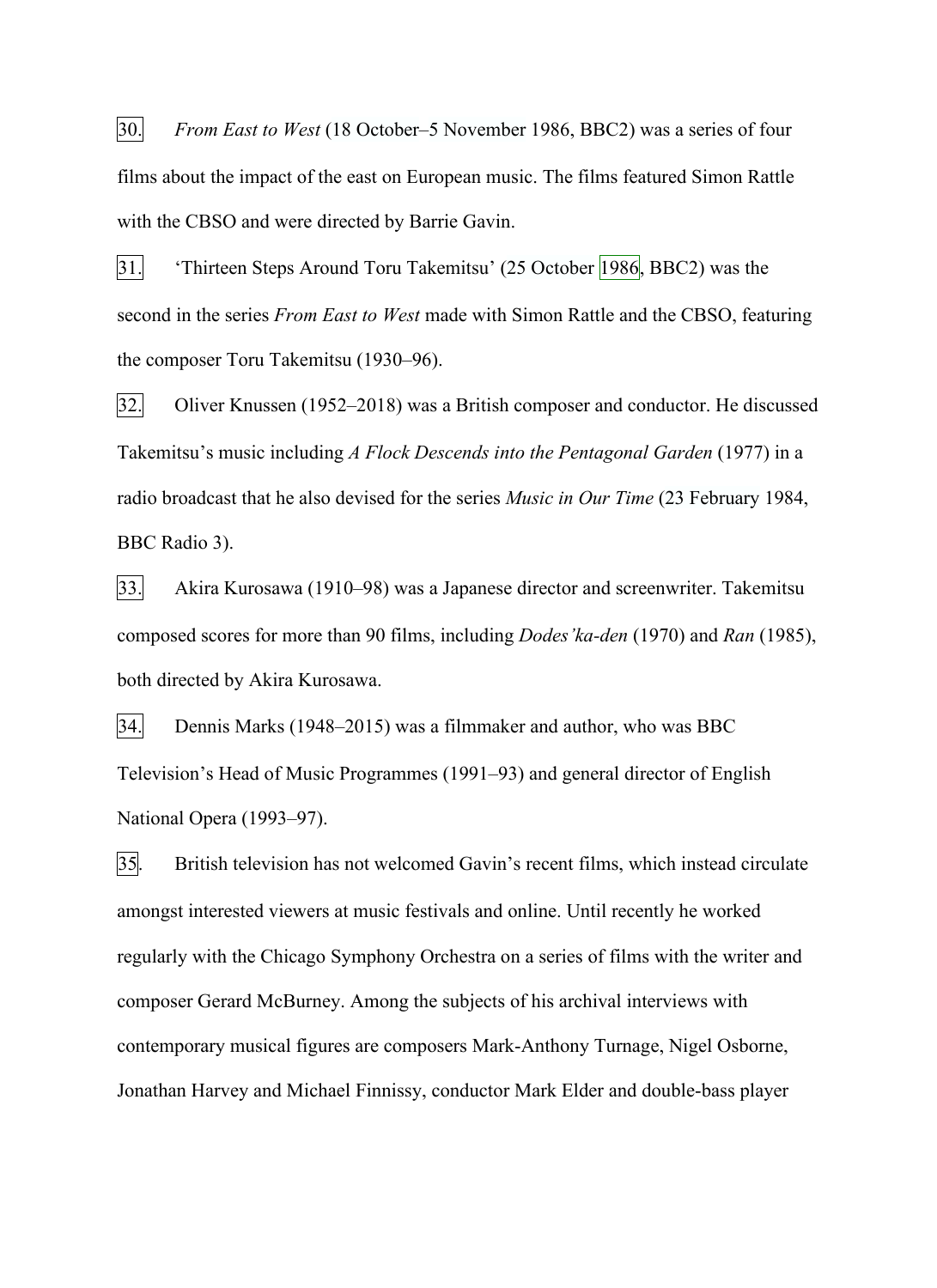30. *From East to West* (18 October–5 November 1986, BBC2) was a series of four films about the impact of the east on European music. The films featured Simon Rattle with the CBSO and were directed by Barrie Gavin.

31. 'Thirteen Steps Around Toru Takemitsu' (25 October 1986, BBC2) was the second in the series *From East to West* made with Simon Rattle and the CBSO, featuring the composer Toru Takemitsu (1930–96).

32. Oliver Knussen (1952–2018) was a British composer and conductor. He discussed Takemitsu's music including *A Flock Descends into the Pentagonal Garden* (1977) in a radio broadcast that he also devised for the series *Music in Our Time* (23 February 1984, BBC Radio 3).

33. Akira Kurosawa (1910–98) was a Japanese director and screenwriter. Takemitsu composed scores for more than 90 films, including *Dodes'ka-den* (1970) and *Ran* (1985), both directed by Akira Kurosawa.

34. Dennis Marks (1948–2015) was a filmmaker and author, who was BBC Television's Head of Music Programmes (1991–93) and general director of English National Opera (1993–97).

35. British television has not welcomed Gavin's recent films, which instead circulate amongst interested viewers at music festivals and online. Until recently he worked regularly with the Chicago Symphony Orchestra on a series of films with the writer and composer Gerard McBurney. Among the subjects of his archival interviews with contemporary musical figures are composers Mark-Anthony Turnage, Nigel Osborne, Jonathan Harvey and Michael Finnissy, conductor Mark Elder and double-bass player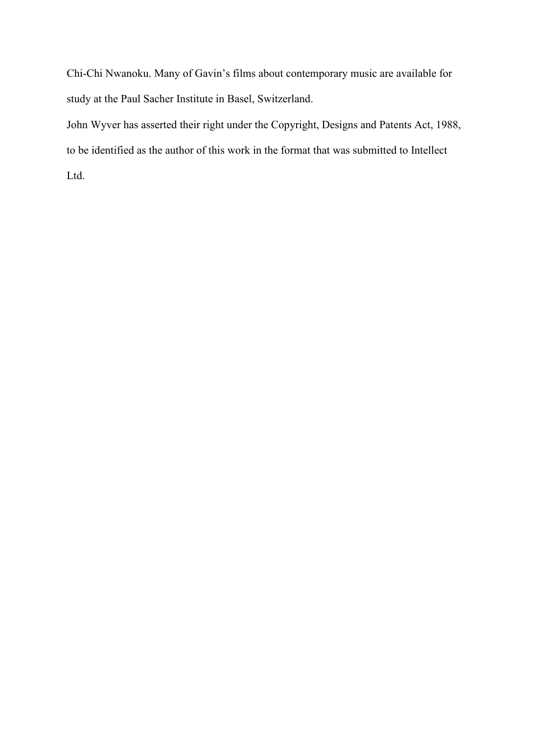Chi-Chi Nwanoku. Many of Gavin's films about contemporary music are available for study at the Paul Sacher Institute in Basel, Switzerland.

John Wyver has asserted their right under the Copyright, Designs and Patents Act, 1988, to be identified as the author of this work in the format that was submitted to Intellect Ltd.